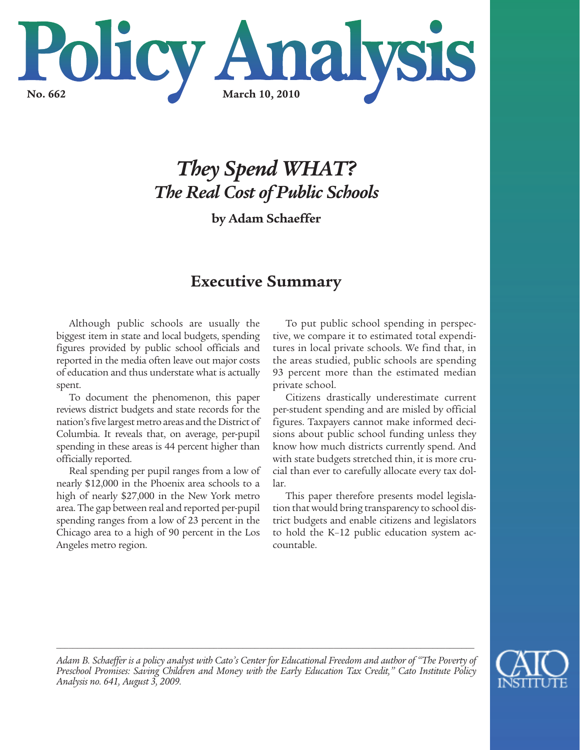# Policy Analysis

**No. 662** **March 10, 2010**

## *They Spend WHAT? The Real Cost of Public Schools*

**by Adam Schaeffer**

## Executive Summary

Although public schools are usually the biggest item in state and local budgets, spending figures provided by public school officials and reported in the media often leave out major costs of education and thus understate what is actually spent.

To document the phenomenon, this paper reviews district budgets and state records for the nation's five largest metro areas and the District of Columbia. It reveals that, on average, per-pupil spending in these areas is 44 percent higher than officially reported.

Real spending per pupil ranges from a low of nearly $12,000 in the Phoenix area schools to a high of nearly $27,000 in the New York metro area. The gap between real and reported per-pupil spending ranges from a low of 23 percent in the Chicago area to a high of 90 percent in the Los Angeles metro region.

To put public school spending in perspective, we compare it to estimated total expenditures in local private schools. We find that, in the areas studied, public schools are spending 93 percent more than the estimated median private school.

Citizens drastically underestimate current per-student spending and are misled by official figures. Taxpayers cannot make informed decisions about public school funding unless they know how much districts currently spend. And with state budgets stretched thin, it is more crucial than ever to carefully allocate every tax dollar.

This paper therefore presents model legislation that would bring transparency to school district budgets and enable citizens and legislators to hold the K–12 public education system accountable.

*Adam B. Schaeffer is a policy analyst with Cato's Center for Educational Freedom and author of "The Poverty of Preschool Promises: Saving Children and Money with the Early Education Tax Credit," Cato Institute Policy Analysis no. 641, August 3, 2009.*

CATO INSTITUTE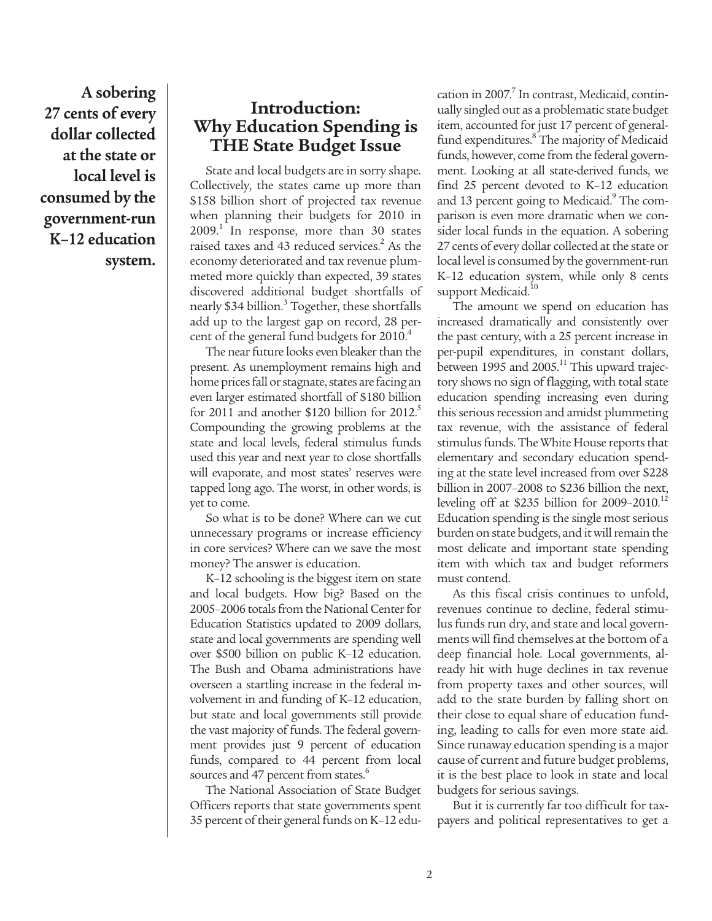**A sobering 27 cents of every dollar collected at the state or local level is consumed by the government-run K–12 education system.**

## Introduction: Why Education Spending is THE State Budget Issue

State and local budgets are in sorry shape. Collectively, the states came up more than $158 billion short of projected tax revenue when planning their budgets for 2010 in 2009.[1] In response, more than 30 states raised taxes and 43 reduced services.[2] As the economy deteriorated and tax revenue plummeted more quickly than expected, 39 states discovered additional budget shortfalls of nearly $34 billion.[3] Together, these shortfalls add up to the largest gap on record, 28 percent of the general fund budgets for 2010.[4]

The near future looks even bleaker than the present. As unemployment remains high and home prices fall or stagnate, states are facing an even larger estimated shortfall of $180 billion for 2011 and another $120 billion for 2012.[5] Compounding the growing problems at the state and local levels, federal stimulus funds used this year and next year to close shortfalls will evaporate, and most states' reserves were tapped long ago. The worst, in other words, is yet to come.

So what is to be done? Where can we cut unnecessary programs or increase efficiency in core services? Where can we save the most money? The answer is education.

K–12 schooling is the biggest item on state and local budgets. How big? Based on the 2005–2006 totals from the National Center for Education Statistics updated to 2009 dollars, state and local governments are spending well over $500 billion on public K–12 education. The Bush and Obama administrations have overseen a startling increase in the federal involvement in and funding of K–12 education, but state and local governments still provide the vast majority of funds. The federal government provides just 9 percent of education funds, compared to 44 percent from local sources and 47 percent from states.[6]

The National Association of State Budget Officers reports that state governments spent 35 percent of their general funds on K–12 education in 2007.[7] In contrast, Medicaid, continually singled out as a problematic state budget item, accounted for just 17 percent of general-fund expenditures.[8] The majority of Medicaid funds, however, come from the federal government. Looking at all state-derived funds, we find 25 percent devoted to K–12 education and 13 percent going to Medicaid.[9] The comparison is even more dramatic when we consider local funds in the equation. A sobering 27 cents of every dollar collected at the state or local level is consumed by the government-run K–12 education system, while only 8 cents support Medicaid.[10]

The amount we spend on education has increased dramatically and consistently over the past century, with a 25 percent increase in per-pupil expenditures, in constant dollars, between 1995 and 2005.[11] This upward trajectory shows no sign of flagging, with total state education spending increasing even during this serious recession and amidst plummeting tax revenue, with the assistance of federal stimulus funds. The White House reports that elementary and secondary education spending at the state level increased from over $228 billion in 2007–2008 to $236 billion the next, leveling off at $235 billion for 2009–2010.[12] Education spending is the single most serious burden on state budgets, and it will remain the most delicate and important state spending item with which tax and budget reformers must contend.

As this fiscal crisis continues to unfold, revenues continue to decline, federal stimulus funds run dry, and state and local governments will find themselves at the bottom of a deep financial hole. Local governments, already hit with huge declines in tax revenue from property taxes and other sources, will add to the state burden by falling short on their close to equal share of education funding, leading to calls for even more state aid. Since runaway education spending is a major cause of current and future budget problems, it is the best place to look in state and local budgets for serious savings.

But it is currently far too difficult for taxpayers and political representatives to get a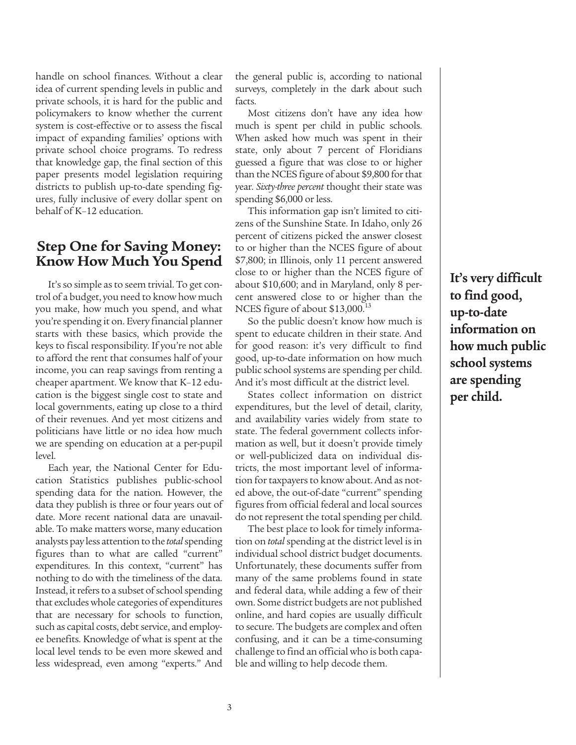handle on school finances. Without a clear idea of current spending levels in public and private schools, it is hard for the public and policymakers to know whether the current system is cost-effective or to assess the fiscal impact of expanding families' options with private school choice programs. To redress that knowledge gap, the final section of this paper presents model legislation requiring districts to publish up-to-date spending figures, fully inclusive of every dollar spent on behalf of K–12 education.

## Step One for Saving Money: Know How Much You Spend

It's so simple as to seem trivial. To get control of a budget, you need to know how much you make, how much you spend, and what you're spending it on. Every financial planner starts with these basics, which provide the keys to fiscal responsibility. If you're not able to afford the rent that consumes half of your income, you can reap savings from renting a cheaper apartment. We know that K–12 education is the biggest single cost to state and local governments, eating up close to a third of their revenues. And yet most citizens and politicians have little or no idea how much we are spending on education at a per-pupil level.

Each year, the National Center for Education Statistics publishes public-school spending data for the nation. However, the data they publish is three or four years out of date. More recent national data are unavailable. To make matters worse, many education analysts pay less attention to the *total* spending figures than to what are called "current" expenditures. In this context, "current" has nothing to do with the timeliness of the data. Instead, it refers to a subset of school spending that excludes whole categories of expenditures that are necessary for schools to function, such as capital costs, debt service, and employee benefits. Knowledge of what is spent at the local level tends to be even more skewed and less widespread, even among "experts." And the general public is, according to national surveys, completely in the dark about such facts.

Most citizens don't have any idea how much is spent per child in public schools. When asked how much was spent in their state, only about 7 percent of Floridians guessed a figure that was close to or higher than the NCES figure of about $9,800 for that year. *Sixty-three percent* thought their state was spending $6,000 or less.

This information gap isn't limited to citizens of the Sunshine State. In Idaho, only 26 percent of citizens picked the answer closest to or higher than the NCES figure of about $7,800; in Illinois, only 11 percent answered close to or higher than the NCES figure of about $10,600; and in Maryland, only 8 percent answered close to or higher than the NCES figure of about $13,000.[13]

So the public doesn't know how much is spent to educate children in their state. And for good reason: it's very difficult to find good, up-to-date information on how much public school systems are spending per child. And it's most difficult at the district level.

**It's very difficult to find good, up-to-date information on how much public school systems are spending per child.**

States collect information on district expenditures, but the level of detail, clarity, and availability varies widely from state to state. The federal government collects information as well, but it doesn't provide timely or well-publicized data on individual districts, the most important level of information for taxpayers to know about. And as noted above, the out-of-date "current" spending figures from official federal and local sources do not represent the total spending per child.

The best place to look for timely information on *total* spending at the district level is in individual school district budget documents. Unfortunately, these documents suffer from many of the same problems found in state and federal data, while adding a few of their own. Some district budgets are not published online, and hard copies are usually difficult to secure. The budgets are complex and often confusing, and it can be a time-consuming challenge to find an official who is both capable and willing to help decode them.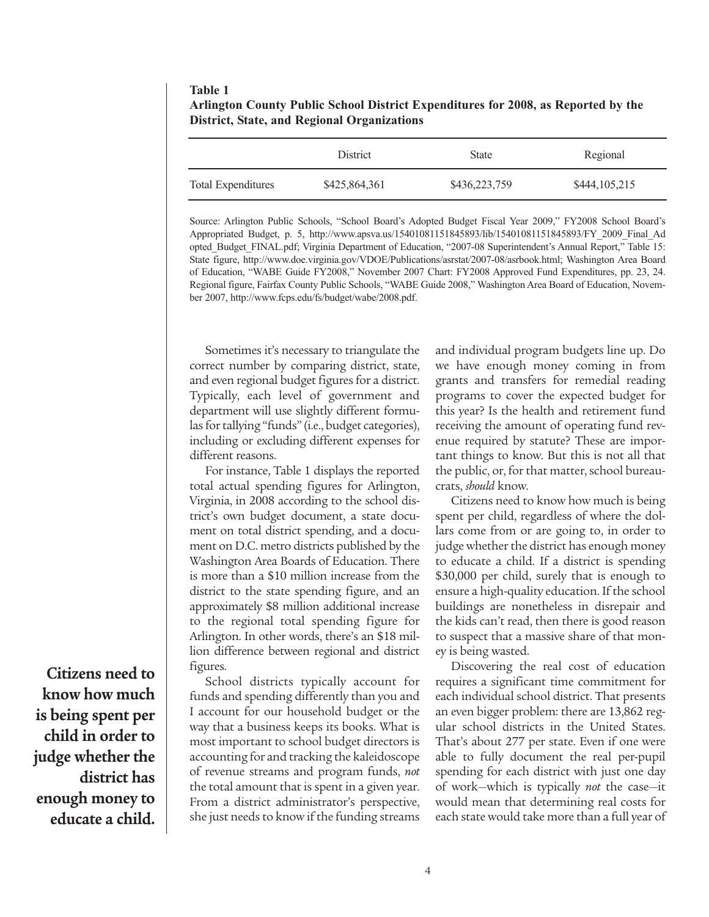**Table 1**
**Arlington County Public School District Expenditures for 2008, as Reported by the District, State, and Regional Organizations**

| | District | State | Regional |
|---|---|---|---|
| Total Expenditures | $425,864,361 | $436,223,759 | $444,105,215 |

Source: Arlington Public Schools, "School Board's Adopted Budget Fiscal Year 2009," FY2008 School Board's Appropriated Budget, p. 5, http://www.apsva.us/15401081151845893/lib/15401081151845893/FY_2009_Final_Adopted_Budget_FINAL.pdf; Virginia Department of Education, "2007-08 Superintendent's Annual Report," Table 15: State figure, http://www.doe.virginia.gov/VDOE/Publications/asrstat/2007-08/asrbook.html; Washington Area Board of Education, "WABE Guide FY2008," November 2007 Chart: FY2008 Approved Fund Expenditures, pp. 23, 24. Regional figure, Fairfax County Public Schools, "WABE Guide 2008," Washington Area Board of Education, November 2007, http://www.fcps.edu/fs/budget/wabe/2008.pdf.

Sometimes it's necessary to triangulate the correct number by comparing district, state, and even regional budget figures for a district. Typically, each level of government and department will use slightly different formulas for tallying "funds" (i.e., budget categories), including or excluding different expenses for different reasons.

For instance, Table 1 displays the reported total actual spending figures for Arlington, Virginia, in 2008 according to the school district's own budget document, a state document on total district spending, and a document on D.C. metro districts published by the Washington Area Boards of Education. There is more than a $10 million increase from the district to the state spending figure, and an approximately $8 million additional increase to the regional total spending figure for Arlington. In other words, there's an $18 million difference between regional and district figures.

School districts typically account for funds and spending differently than you and I account for our household budget or the way that a business keeps its books. What is most important to school budget directors is accounting for and tracking the kaleidoscope of revenue streams and program funds, *not* the total amount that is spent in a given year. From a district administrator's perspective, she just needs to know if the funding streams and individual program budgets line up. Do we have enough money coming in from grants and transfers for remedial reading programs to cover the expected budget for this year? Is the health and retirement fund receiving the amount of operating fund revenue required by statute? These are important things to know. But this is not all that the public, or, for that matter, school bureaucrats, *should* know.

**Citizens need to know how much is being spent per child in order to judge whether the district has enough money to educate a child.**

Citizens need to know how much is being spent per child, regardless of where the dollars come from or are going to, in order to judge whether the district has enough money to educate a child. If a district is spending $30,000 per child, surely that is enough to ensure a high-quality education. If the school buildings are nonetheless in disrepair and the kids can't read, then there is good reason to suspect that a massive share of that money is being wasted.

Discovering the real cost of education requires a significant time commitment for each individual school district. That presents an even bigger problem: there are 13,862 regular school districts in the United States. That's about 277 per state. Even if one were able to fully document the real per-pupil spending for each district with just one day of work—which is typically *not* the case—it would mean that determining real costs for each state would take more than a full year of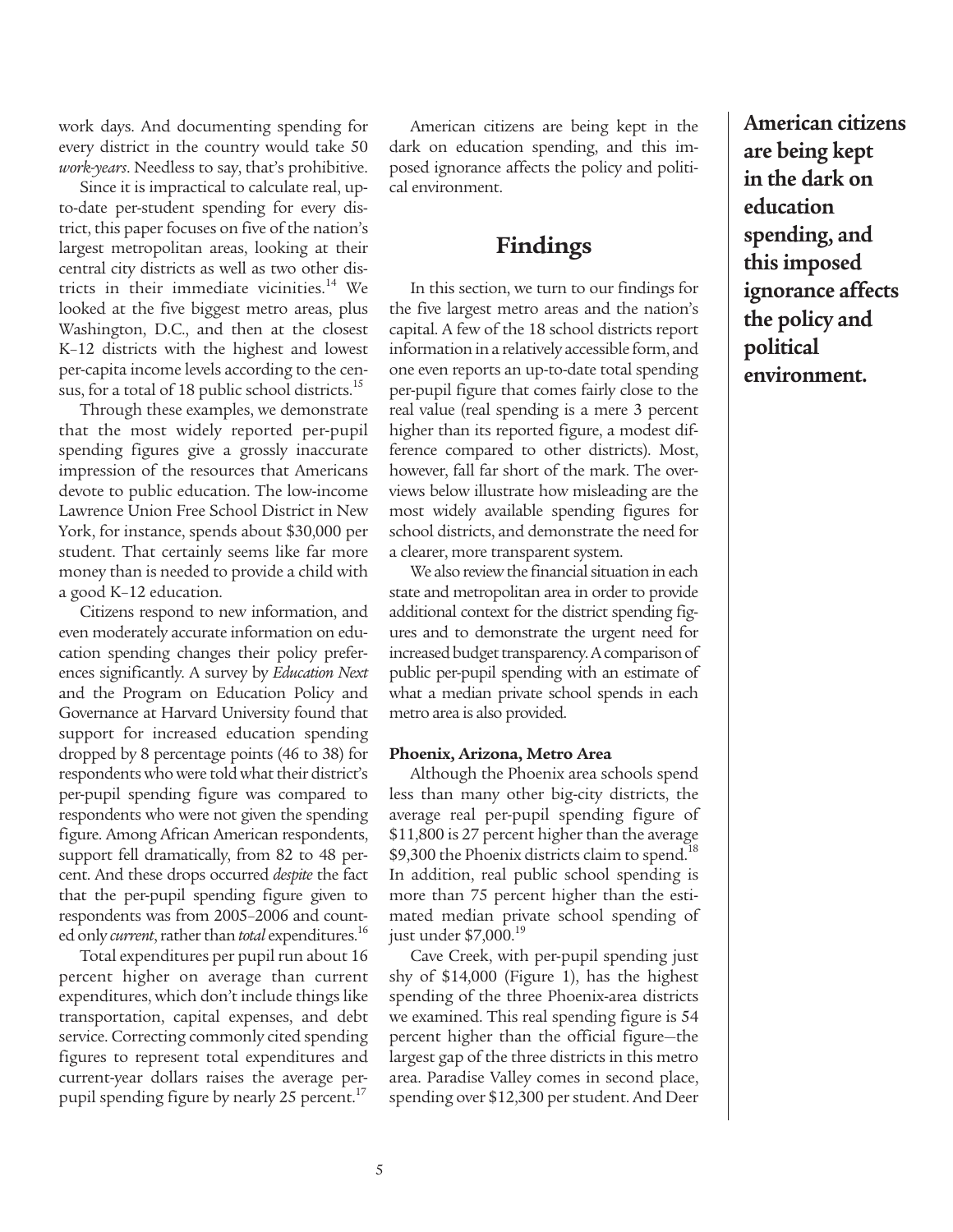work days. And documenting spending for every district in the country would take 50 *work-years*. Needless to say, that's prohibitive.

Since it is impractical to calculate real, up-to-date per-student spending for every district, this paper focuses on five of the nation's largest metropolitan areas, looking at their central city districts as well as two other districts in their immediate vicinities.[14] We looked at the five biggest metro areas, plus Washington, D.C., and then at the closest K–12 districts with the highest and lowest per-capita income levels according to the census, for a total of 18 public school districts.[15]

Through these examples, we demonstrate that the most widely reported per-pupil spending figures give a grossly inaccurate impression of the resources that Americans devote to public education. The low-income Lawrence Union Free School District in New York, for instance, spends about $30,000 per student. That certainly seems like far more money than is needed to provide a child with a good K–12 education.

Citizens respond to new information, and even moderately accurate information on education spending changes their policy preferences significantly. A survey by *Education Next* and the Program on Education Policy and Governance at Harvard University found that support for increased education spending dropped by 8 percentage points (46 to 38) for respondents who were told what their district's per-pupil spending figure was compared to respondents who were not given the spending figure. Among African American respondents, support fell dramatically, from 82 to 48 percent. And these drops occurred *despite* the fact that the per-pupil spending figure given to respondents was from 2005–2006 and counted only *current*, rather than *total* expenditures.[16]

Total expenditures per pupil run about 16 percent higher on average than current expenditures, which don't include things like transportation, capital expenses, and debt service. Correcting commonly cited spending figures to represent total expenditures and current-year dollars raises the average per-pupil spending figure by nearly 25 percent.[17]

American citizens are being kept in the dark on education spending, and this imposed ignorance affects the policy and political environment.

**American citizens are being kept in the dark on education spending, and this imposed ignorance affects the policy and political environment.**

## Findings

In this section, we turn to our findings for the five largest metro areas and the nation's capital. A few of the 18 school districts report information in a relatively accessible form, and one even reports an up-to-date total spending per-pupil figure that comes fairly close to the real value (real spending is a mere 3 percent higher than its reported figure, a modest difference compared to other districts). Most, however, fall far short of the mark. The overviews below illustrate how misleading are the most widely available spending figures for school districts, and demonstrate the need for a clearer, more transparent system.

We also review the financial situation in each state and metropolitan area in order to provide additional context for the district spending figures and to demonstrate the urgent need for increased budget transparency. A comparison of public per-pupil spending with an estimate of what a median private school spends in each metro area is also provided.

#### Phoenix, Arizona, Metro Area

Although the Phoenix area schools spend less than many other big-city districts, the average real per-pupil spending figure of $11,800 is 27 percent higher than the average $9,300 the Phoenix districts claim to spend.[18] In addition, real public school spending is more than 75 percent higher than the estimated median private school spending of just under $7,000.[19]

Cave Creek, with per-pupil spending just shy of $14,000 (Figure 1), has the highest spending of the three Phoenix-area districts we examined. This real spending figure is 54 percent higher than the official figure—the largest gap of the three districts in this metro area. Paradise Valley comes in second place, spending over $12,300 per student. And Deer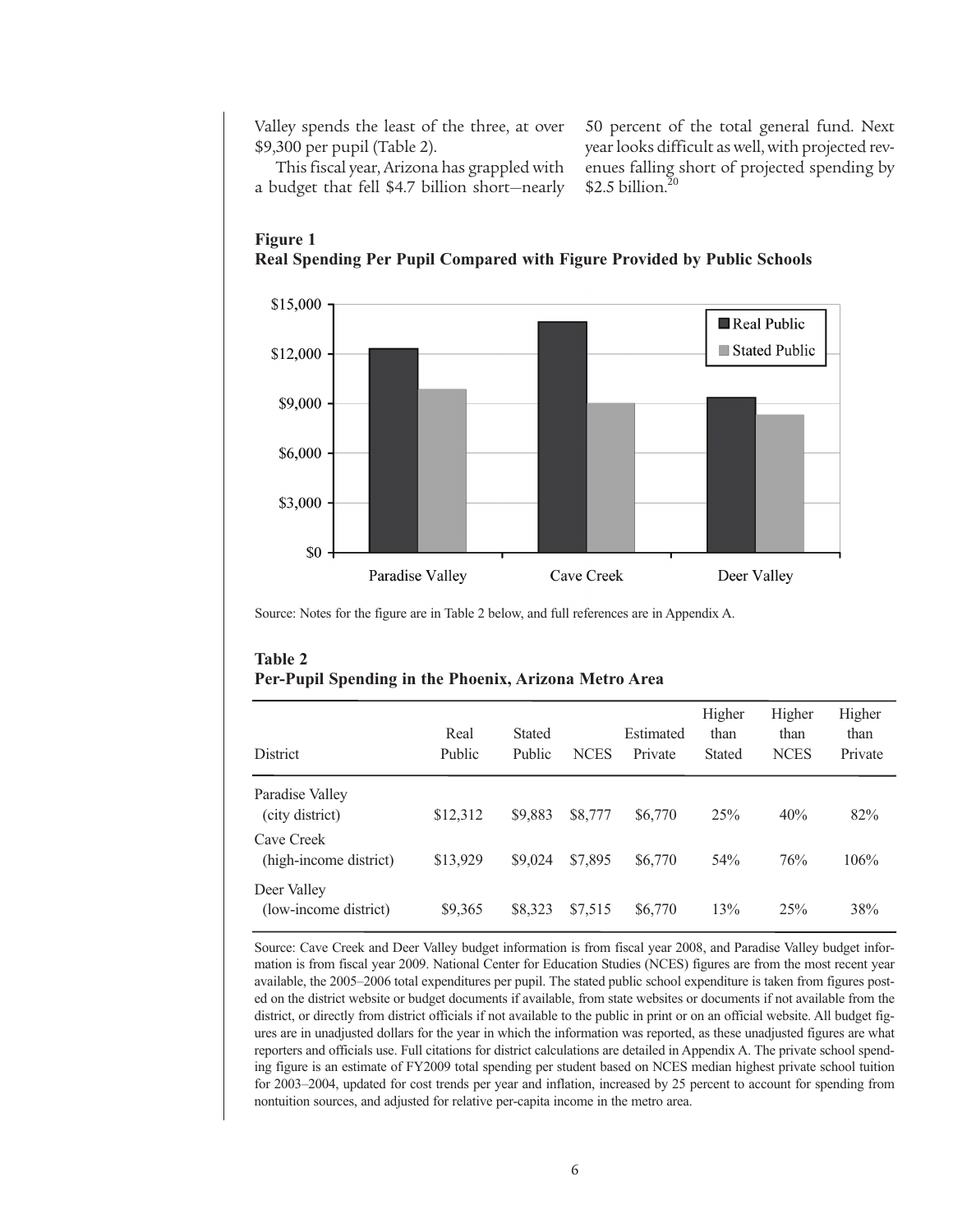Valley spends the least of the three, at over $9,300 per pupil (Table 2).

This fiscal year, Arizona has grappled with a budget that fell $4.7 billion short—nearly 50 percent of the total general fund. Next year looks difficult as well, with projected revenues falling short of projected spending by $2.5 billion.[20]

**Figure 1**
**Real Spending Per Pupil Compared with Figure Provided by Public Schools**

Source: Notes for the figure are in Table 2 below, and full references are in Appendix A.

**Table 2**
**Per-Pupil Spending in the Phoenix, Arizona Metro Area**

| District | Real Public | Stated Public | NCES | Estimated Private | Higher than Stated | Higher than NCES | Higher than Private |
|---|---|---|---|---|---|---|---|
| Paradise Valley (city district) | $12,312 | $9,883 | $8,777 | $6,770 | 25% | 40% | 82% |
| Cave Creek (high-income district) | $13,929 | $9,024 | $7,895 | $6,770 | 54% | 76% | 106% |
| Deer Valley (low-income district) | $9,365 | $8,323 | $7,515 | $6,770 | 13% | 25% | 38% |

Source: Cave Creek and Deer Valley budget information is from fiscal year 2008, and Paradise Valley budget information is from fiscal year 2009. National Center for Education Studies (NCES) figures are from the most recent year available, the 2005–2006 total expenditures per pupil. The stated public school expenditure is taken from figures posted on the district website or budget documents if available, from state websites or documents if not available from the district, or directly from district officials if not available to the public in print or on an official website. All budget figures are in unadjusted dollars for the year in which the information was reported, as these unadjusted figures are what reporters and officials use. Full citations for district calculations are detailed in Appendix A. The private school spending figure is an estimate of FY2009 total spending per student based on NCES median highest private school tuition for 2003–2004, updated for cost trends per year and inflation, increased by 25 percent to account for spending from nontuition sources, and adjusted for relative per-capita income in the metro area.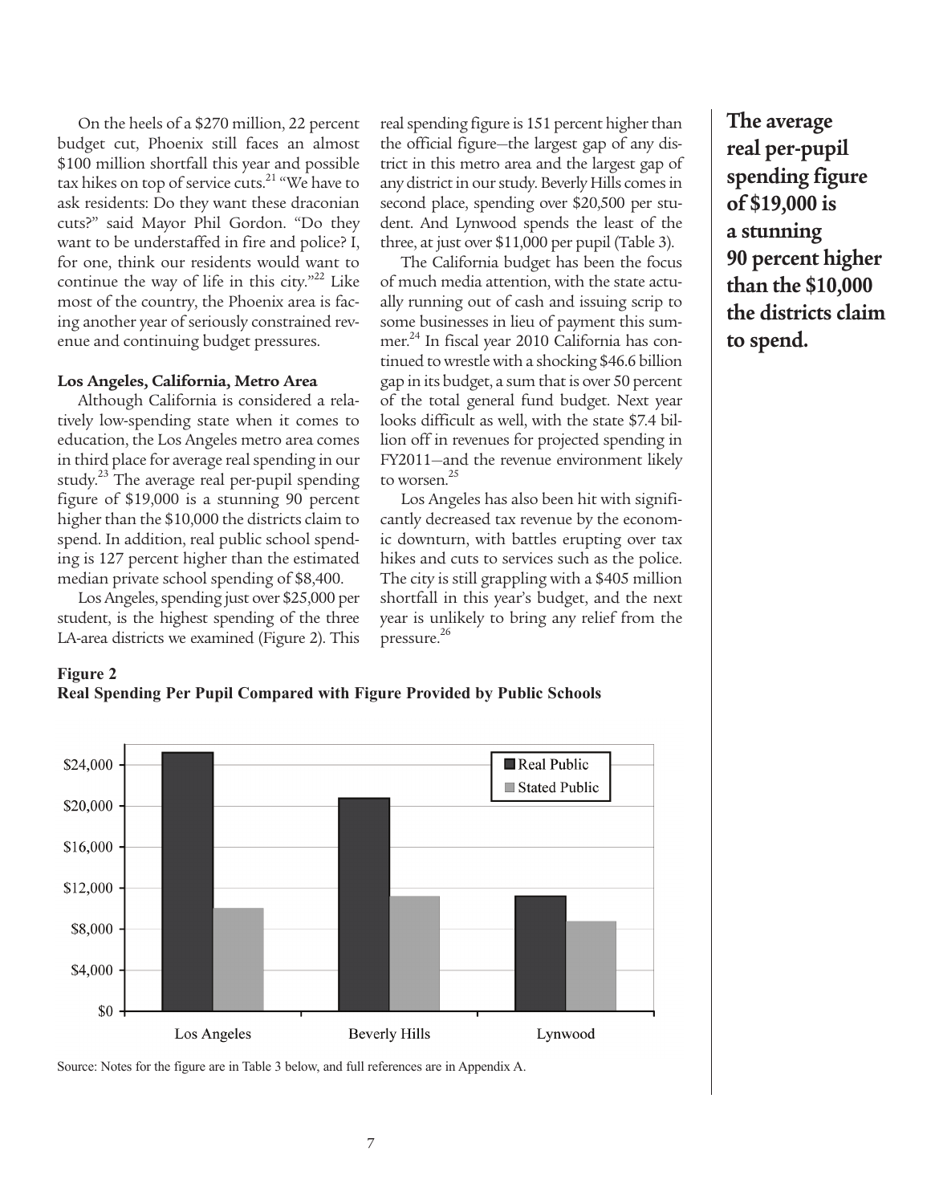On the heels of a $270 million, 22 percent budget cut, Phoenix still faces an almost $100 million shortfall this year and possible tax hikes on top of service cuts.[21] "We have to ask residents: Do they want these draconian cuts?" said Mayor Phil Gordon. "Do they want to be understaffed in fire and police? I, for one, think our residents would want to continue the way of life in this city."[22] Like most of the country, the Phoenix area is facing another year of seriously constrained revenue and continuing budget pressures.

**Los Angeles, California, Metro Area**

Although California is considered a relatively low-spending state when it comes to education, the Los Angeles metro area comes in third place for average real spending in our study.[23] The average real per-pupil spending figure of $19,000 is a stunning 90 percent higher than the $10,000 the districts claim to spend. In addition, real public school spending is 127 percent higher than the estimated median private school spending of $8,400.

Los Angeles, spending just over $25,000 per student, is the highest spending of the three LA-area districts we examined (Figure 2). This real spending figure is 151 percent higher than the official figure—the largest gap of any district in this metro area and the largest gap of any district in our study. Beverly Hills comes in second place, spending over $20,500 per student. And Lynwood spends the least of the three, at just over $11,000 per pupil (Table 3).

The California budget has been the focus of much media attention, with the state actually running out of cash and issuing scrip to some businesses in lieu of payment this summer.[24] In fiscal year 2010 California has continued to wrestle with a shocking $46.6 billion gap in its budget, a sum that is over 50 percent of the total general fund budget. Next year looks difficult as well, with the state $7.4 billion off in revenues for projected spending in FY2011—and the revenue environment likely to worsen.[25]

Los Angeles has also been hit with significantly decreased tax revenue by the economic downturn, with battles erupting over tax hikes and cuts to services such as the police. The city is still grappling with a $405 million shortfall in this year's budget, and the next year is unlikely to bring any relief from the pressure.[26]

**The average real per-pupil spending figure of $19,000 is a stunning 90 percent higher than the $10,000 the districts claim to spend.**

**Figure 2**
**Real Spending Per Pupil Compared with Figure Provided by Public Schools**

Source: Notes for the figure are in Table 3 below, and full references are in Appendix A.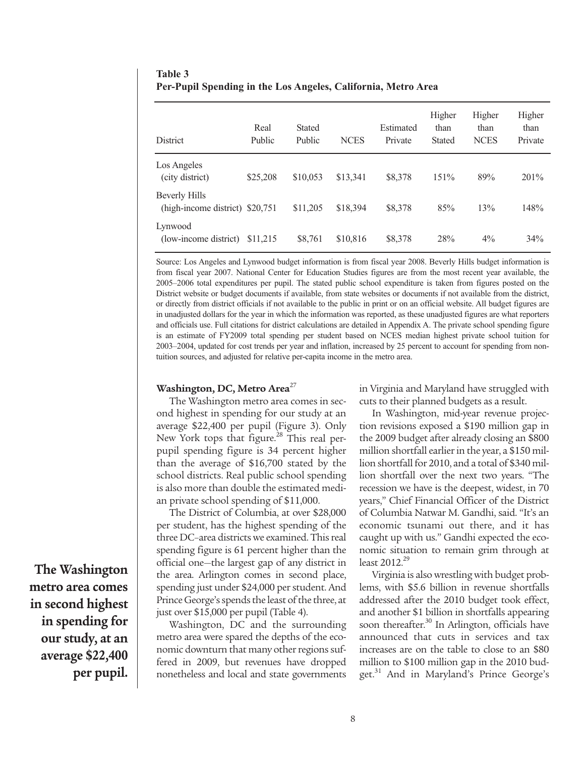**Table 3**
**Per-Pupil Spending in the Los Angeles, California, Metro Area**

| District | Real Public | Stated Public | NCES | Estimated Private | Higher than Stated | Higher than NCES | Higher than Private |
|---|---|---|---|---|---|---|---|
| Los Angeles (city district) | $25,208 | $10,053 | $13,341 | $8,378 | 151% | 89% | 201% |
| Beverly Hills (high-income district) | $20,751 | $11,205 | $18,394 | $8,378 | 85% | 13% | 148% |
| Lynwood (low-income district) | $11,215 | $8,761 | $10,816 | $8,378 | 28% | 4% | 34% |

Source: Los Angeles and Lynwood budget information is from fiscal year 2008. Beverly Hills budget information is from fiscal year 2007. National Center for Education Studies figures are from the most recent year available, the 2005–2006 total expenditures per pupil. The stated public school expenditure is taken from figures posted on the District website or budget documents if available, from state websites or documents if not available from the district, or directly from district officials if not available to the public in print or on an official website. All budget figures are in unadjusted dollars for the year in which the information was reported, as these unadjusted figures are what reporters and officials use. Full citations for district calculations are detailed in Appendix A. The private school spending figure is an estimate of FY2009 total spending per student based on NCES median highest private school tuition for 2003–2004, updated for cost trends per year and inflation, increased by 25 percent to account for spending from non-tuition sources, and adjusted for relative per-capita income in the metro area.

### Washington, DC, Metro Area[27]

The Washington metro area comes in second highest in spending for our study at an average $22,400 per pupil (Figure 3). Only New York tops that figure.[28] This real per-pupil spending figure is 34 percent higher than the average of $16,700 stated by the school districts. Real public school spending is also more than double the estimated median private school spending of $11,000.

The District of Columbia, at over $28,000 per student, has the highest spending of the three DC–area districts we examined. This real spending figure is 61 percent higher than the official one—the largest gap of any district in the area. Arlington comes in second place, spending just under $24,000 per student. And Prince George's spends the least of the three, at just over $15,000 per pupil (Table 4).

Washington, DC and the surrounding metro area were spared the depths of the economic downturn that many other regions suffered in 2009, but revenues have dropped nonetheless and local and state governments in Virginia and Maryland have struggled with cuts to their planned budgets as a result.

**The Washington metro area comes in second highest in spending for our study, at an average $22,400 per pupil.**

In Washington, mid-year revenue projection revisions exposed a $190 million gap in the 2009 budget after already closing an $800 million shortfall earlier in the year, a $150 million shortfall for 2010, and a total of $340 million shortfall over the next two years. "The recession we have is the deepest, widest, in 70 years," Chief Financial Officer of the District of Columbia Natwar M. Gandhi, said. "It's an economic tsunami out there, and it has caught up with us." Gandhi expected the economic situation to remain grim through at least 2012.[29]

Virginia is also wrestling with budget problems, with $5.6 billion in revenue shortfalls addressed after the 2010 budget took effect, and another $1 billion in shortfalls appearing soon thereafter.[30] In Arlington, officials have announced that cuts in services and tax increases are on the table to close to an $80 million to $100 million gap in the 2010 budget.[31] And in Maryland's Prince George's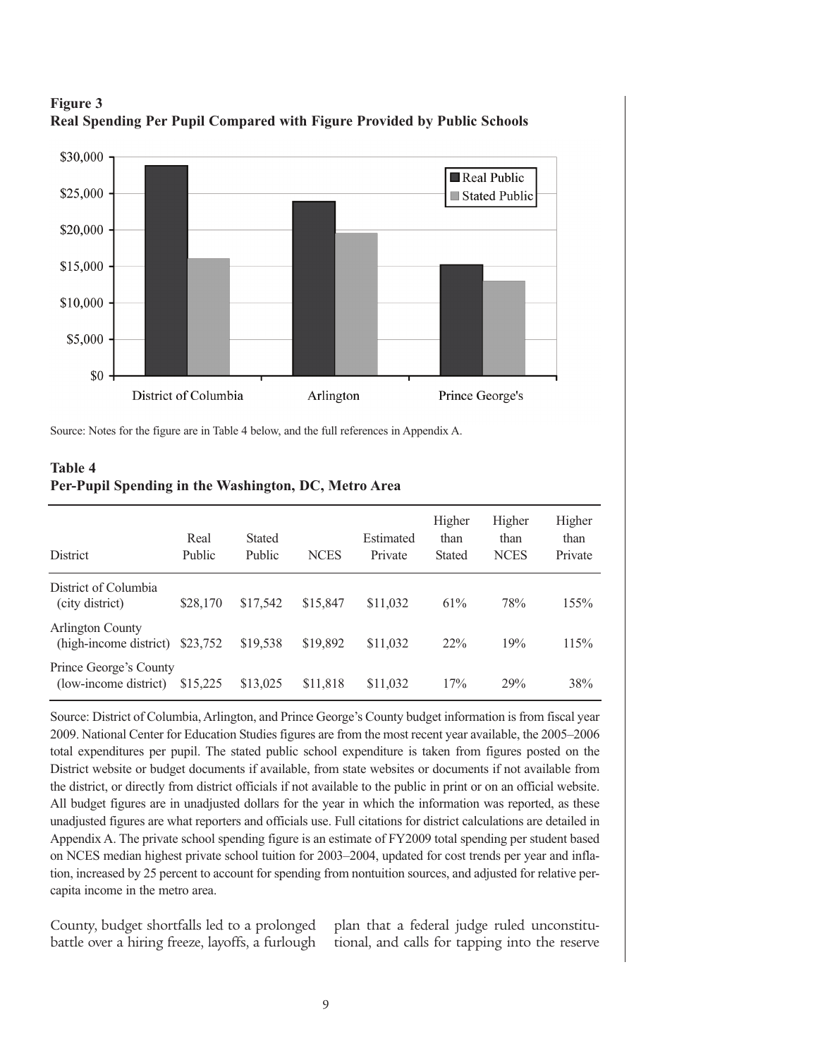**Figure 3**
**Real Spending Per Pupil Compared with Figure Provided by Public Schools**

Source: Notes for the figure are in Table 4 below, and the full references in Appendix A.

**Table 4**
**Per-Pupil Spending in the Washington, DC, Metro Area**

| District | Real Public | Stated Public | NCES | Estimated Private | Higher than Stated | Higher than NCES | Higher than Private |
|---|---|---|---|---|---|---|---|
| District of Columbia (city district) | $28,170 | $17,542 | $15,847 | $11,032 | 61% | 78% | 155% |
| Arlington County (high-income district) | $23,752 | $19,538 | $19,892 | $11,032 | 22% | 19% | 115% |
| Prince George's County (low-income district) | $15,225 | $13,025 | $11,818 | $11,032 | 17% | 29% | 38% |

Source: District of Columbia, Arlington, and Prince George's County budget information is from fiscal year 2009. National Center for Education Studies figures are from the most recent year available, the 2005–2006 total expenditures per pupil. The stated public school expenditure is taken from figures posted on the District website or budget documents if available, from state websites or documents if not available from the district, or directly from district officials if not available to the public in print or on an official website. All budget figures are in unadjusted dollars for the year in which the information was reported, as these unadjusted figures are what reporters and officials use. Full citations for district calculations are detailed in Appendix A. The private school spending figure is an estimate of FY2009 total spending per student based on NCES median highest private school tuition for 2003–2004, updated for cost trends per year and inflation, increased by 25 percent to account for spending from nontuition sources, and adjusted for relative per-capita income in the metro area.

County, budget shortfalls led to a prolonged battle over a hiring freeze, layoffs, a furlough plan that a federal judge ruled unconstitutional, and calls for tapping into the reserve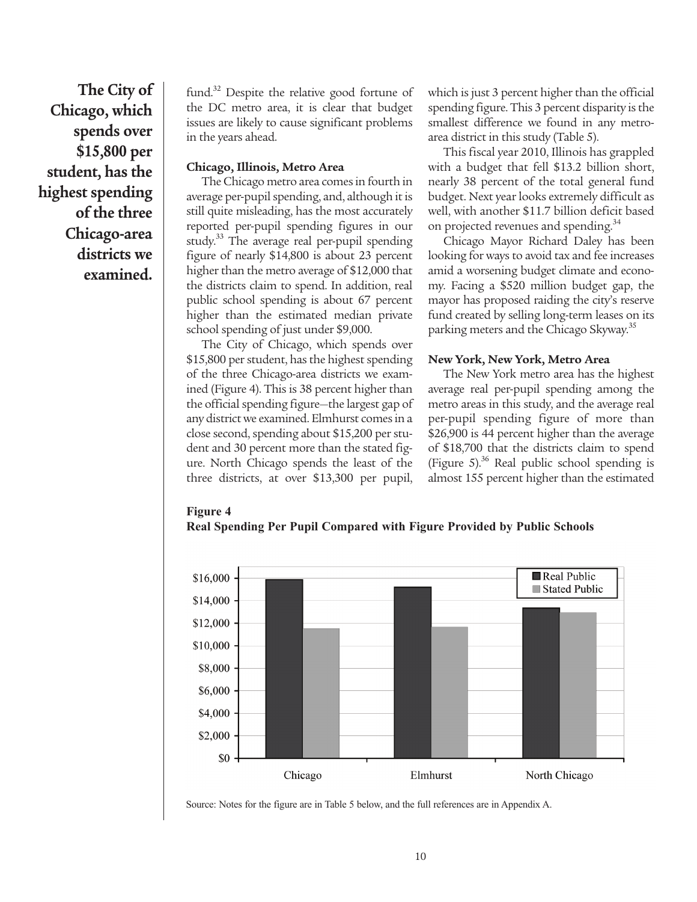**The City of Chicago, which spends over $15,800 per student, has the highest spending of the three Chicago-area districts we examined.**

fund.[32] Despite the relative good fortune of the DC metro area, it is clear that budget issues are likely to cause significant problems in the years ahead.

### Chicago, Illinois, Metro Area

The Chicago metro area comes in fourth in average per-pupil spending, and, although it is still quite misleading, has the most accurately reported per-pupil spending figures in our study.[33] The average real per-pupil spending figure of nearly $14,800 is about 23 percent higher than the metro average of $12,000 that the districts claim to spend. In addition, real public school spending is about 67 percent higher than the estimated median private school spending of just under $9,000.

The City of Chicago, which spends over $15,800 per student, has the highest spending of the three Chicago-area districts we examined (Figure 4). This is 38 percent higher than the official spending figure—the largest gap of any district we examined. Elmhurst comes in a close second, spending about $15,200 per student and 30 percent more than the stated figure. North Chicago spends the least of the three districts, at over $13,300 per pupil, which is just 3 percent higher than the official spending figure. This 3 percent disparity is the smallest difference we found in any metro-area district in this study (Table 5).

This fiscal year 2010, Illinois has grappled with a budget that fell $13.2 billion short, nearly 38 percent of the total general fund budget. Next year looks extremely difficult as well, with another $11.7 billion deficit based on projected revenues and spending.[34]

Chicago Mayor Richard Daley has been looking for ways to avoid tax and fee increases amid a worsening budget climate and economy. Facing a $520 million budget gap, the mayor has proposed raiding the city's reserve fund created by selling long-term leases on its parking meters and the Chicago Skyway.[35]

### New York, New York, Metro Area

The New York metro area has the highest average real per-pupil spending among the metro areas in this study, and the average real per-pupil spending figure of more than $26,900 is 44 percent higher than the average of $18,700 that the districts claim to spend (Figure 5).[36] Real public school spending is almost 155 percent higher than the estimated

**Figure 4**
**Real Spending Per Pupil Compared with Figure Provided by Public Schools**

Source: Notes for the figure are in Table 5 below, and the full references are in Appendix A.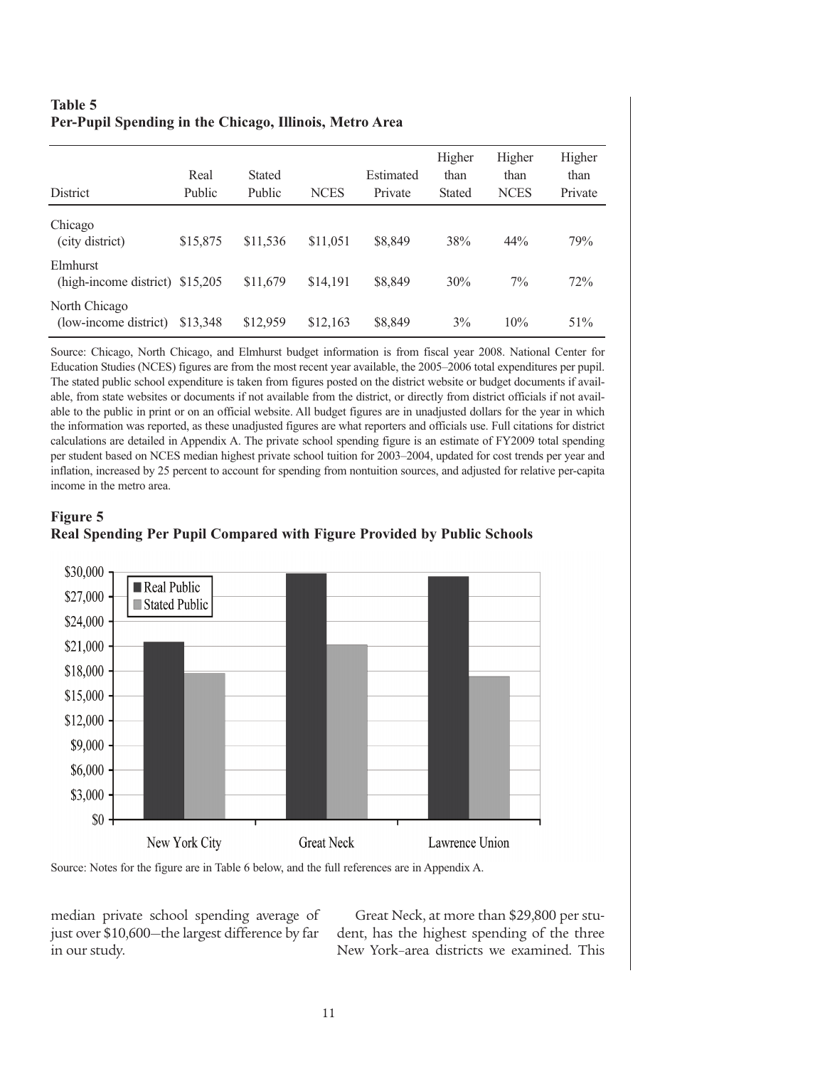**Table 5**
**Per-Pupil Spending in the Chicago, Illinois, Metro Area**

| District | Real Public | Stated Public | NCES | Estimated Private | Higher than Stated | Higher than NCES | Higher than Private |
|---|---|---|---|---|---|---|---|
| Chicago (city district) | $15,875 | $11,536 | $11,051 | $8,849 | 38% | 44% | 79% |
| Elmhurst (high-income district) | $15,205 | $11,679 | $14,191 | $8,849 | 30% | 7% | 72% |
| North Chicago (low-income district) | $13,348 | $12,959 | $12,163 | $8,849 | 3% | 10% | 51% |

Source: Chicago, North Chicago, and Elmhurst budget information is from fiscal year 2008. National Center for Education Studies (NCES) figures are from the most recent year available, the 2005–2006 total expenditures per pupil. The stated public school expenditure is taken from figures posted on the district website or budget documents if available, from state websites or documents if not available from the district, or directly from district officials if not available to the public in print or on an official website. All budget figures are in unadjusted dollars for the year in which the information was reported, as these unadjusted figures are what reporters and officials use. Full citations for district calculations are detailed in Appendix A. The private school spending figure is an estimate of FY2009 total spending per student based on NCES median highest private school tuition for 2003–2004, updated for cost trends per year and inflation, increased by 25 percent to account for spending from nontuition sources, and adjusted for relative per-capita income in the metro area.

**Figure 5**
**Real Spending Per Pupil Compared with Figure Provided by Public Schools**

Source: Notes for the figure are in Table 6 below, and the full references are in Appendix A.

median private school spending average of just over $10,600—the largest difference by far in our study.

Great Neck, at more than $29,800 per student, has the highest spending of the three New York–area districts we examined. This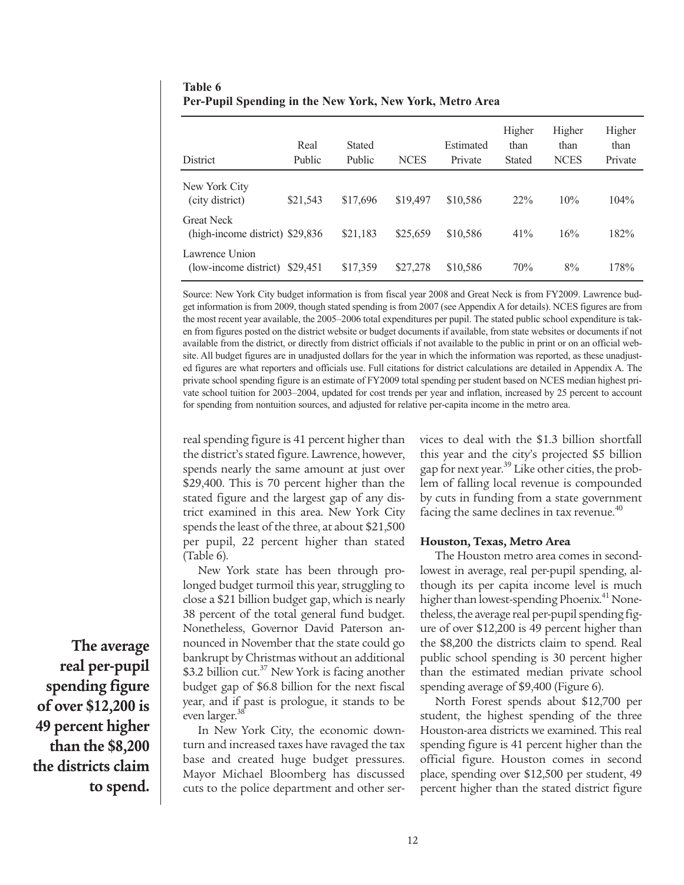**Table 6**
**Per-Pupil Spending in the New York, New York, Metro Area**

| District | Real Public | Stated Public | NCES | Estimated Private | Higher than Stated | Higher than NCES | Higher than Private |
|---|---|---|---|---|---|---|---|
| New York City (city district) | $21,543 | $17,696 | $19,497 | $10,586 | 22% | 10% | 104% |
| Great Neck (high-income district) | $29,836 | $21,183 | $25,659 | $10,586 | 41% | 16% | 182% |
| Lawrence Union (low-income district) | $29,451 | $17,359 | $27,278 | $10,586 | 70% | 8% | 178% |

Source: New York City budget information is from fiscal year 2008 and Great Neck is from FY2009. Lawrence budget information is from 2009, though stated spending is from 2007 (see Appendix A for details). NCES figures are from the most recent year available, the 2005–2006 total expenditures per pupil. The stated public school expenditure is taken from figures posted on the district website or budget documents if available, from state websites or documents if not available from the district, or directly from district officials if not available to the public in print or on an official website. All budget figures are in unadjusted dollars for the year in which the information was reported, as these unadjusted figures are what reporters and officials use. Full citations for district calculations are detailed in Appendix A. The private school spending figure is an estimate of FY2009 total spending per student based on NCES median highest private school tuition for 2003–2004, updated for cost trends per year and inflation, increased by 25 percent to account for spending from nontuition sources, and adjusted for relative per-capita income in the metro area.

real spending figure is 41 percent higher than the district's stated figure. Lawrence, however, spends nearly the same amount at just over $29,400. This is 70 percent higher than the stated figure and the largest gap of any district examined in this area. New York City spends the least of the three, at about $21,500 per pupil, 22 percent higher than stated (Table 6).

New York state has been through prolonged budget turmoil this year, struggling to close a $21 billion budget gap, which is nearly 38 percent of the total general fund budget. Nonetheless, Governor David Paterson announced in November that the state could go bankrupt by Christmas without an additional $3.2 billion cut.[37] New York is facing another budget gap of $6.8 billion for the next fiscal year, and if past is prologue, it stands to be even larger.[38]

In New York City, the economic downturn and increased taxes have ravaged the tax base and created huge budget pressures. Mayor Michael Bloomberg has discussed cuts to the police department and other services to deal with the $1.3 billion shortfall this year and the city's projected $5 billion gap for next year.[39] Like other cities, the problem of falling local revenue is compounded by cuts in funding from a state government facing the same declines in tax revenue.[40]

**The average real per-pupil spending figure of over $12,200 is 49 percent higher than the $8,200 the districts claim to spend.**

### Houston, Texas, Metro Area

The Houston metro area comes in second-lowest in average, real per-pupil spending, although its per capita income level is much higher than lowest-spending Phoenix.[41] Nonetheless, the average real per-pupil spending figure of over $12,200 is 49 percent higher than the $8,200 the districts claim to spend. Real public school spending is 30 percent higher than the estimated median private school spending average of $9,400 (Figure 6).

North Forest spends about $12,700 per student, the highest spending of the three Houston-area districts we examined. This real spending figure is 41 percent higher than the official figure. Houston comes in second place, spending over $12,500 per student, 49 percent higher than the stated district figure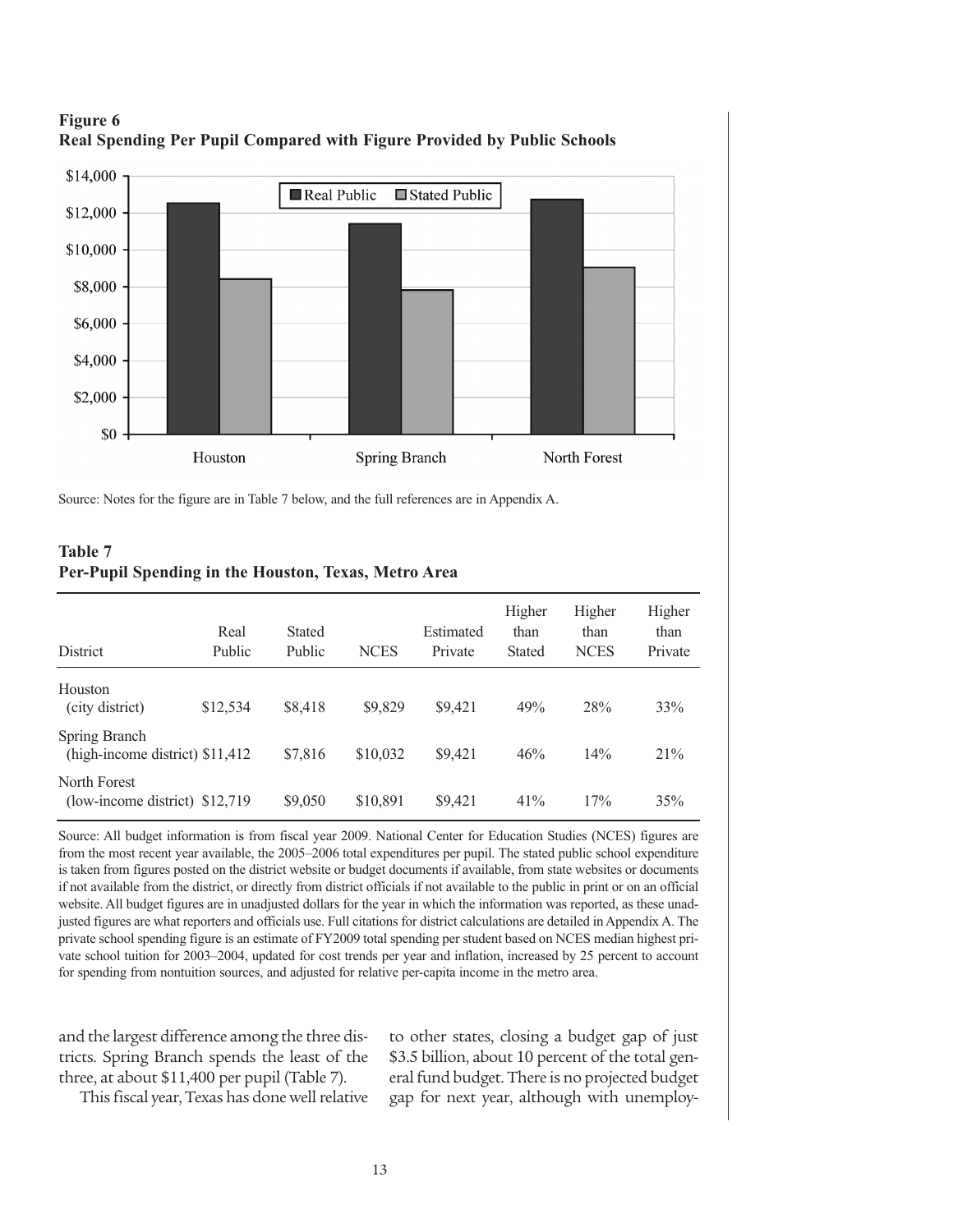**Figure 6**
**Real Spending Per Pupil Compared with Figure Provided by Public Schools**

Source: Notes for the figure are in Table 7 below, and the full references are in Appendix A.

**Table 7**
**Per-Pupil Spending in the Houston, Texas, Metro Area**

| District | Real Public | Stated Public | NCES | Estimated Private | Higher than Stated | Higher than NCES | Higher than Private |
|---|---|---|---|---|---|---|---|
| Houston (city district) | $12,534 | $8,418 | $9,829 | $9,421 | 49% | 28% | 33% |
| Spring Branch (high-income district) | $11,412 | $7,816 | $10,032 | $9,421 | 46% | 14% | 21% |
| North Forest (low-income district) | $12,719 | $9,050 | $10,891 | $9,421 | 41% | 17% | 35% |

Source: All budget information is from fiscal year 2009. National Center for Education Studies (NCES) figures are from the most recent year available, the 2005–2006 total expenditures per pupil. The stated public school expenditure is taken from figures posted on the district website or budget documents if available, from state websites or documents if not available from the district, or directly from district officials if not available to the public in print or on an official website. All budget figures are in unadjusted dollars for the year in which the information was reported, as these unadjusted figures are what reporters and officials use. Full citations for district calculations are detailed in Appendix A. The private school spending figure is an estimate of FY2009 total spending per student based on NCES median highest private school tuition for 2003–2004, updated for cost trends per year and inflation, increased by 25 percent to account for spending from nontuition sources, and adjusted for relative per-capita income in the metro area.

and the largest difference among the three districts. Spring Branch spends the least of the three, at about $11,400 per pupil (Table 7).

This fiscal year, Texas has done well relative to other states, closing a budget gap of just $3.5 billion, about 10 percent of the total general fund budget. There is no projected budget gap for next year, although with unemploy-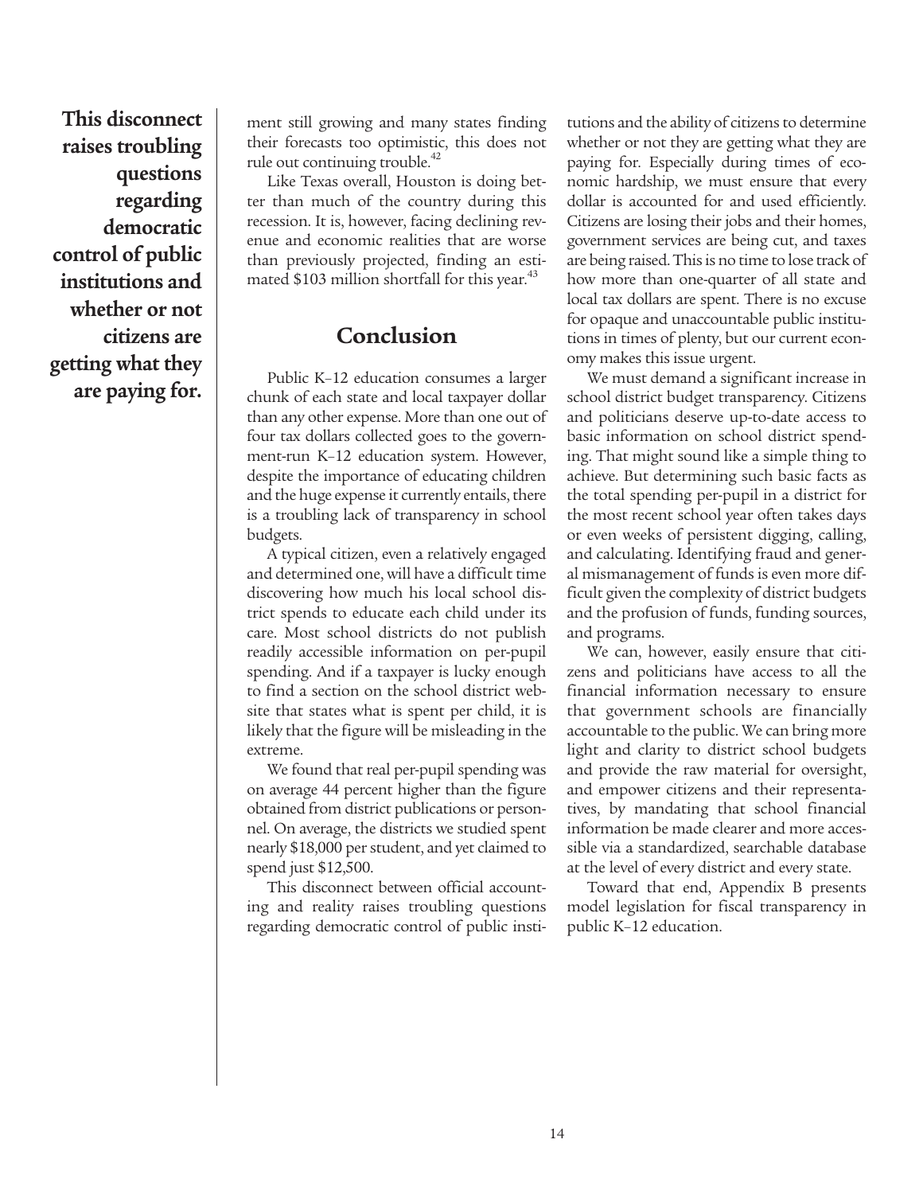ment still growing and many states finding their forecasts too optimistic, this does not rule out continuing trouble.[42]

Like Texas overall, Houston is doing better than much of the country during this recession. It is, however, facing declining revenue and economic realities that are worse than previously projected, finding an estimated $103 million shortfall for this year.[43]

## Conclusion

Public K–12 education consumes a larger chunk of each state and local taxpayer dollar than any other expense. More than one out of four tax dollars collected goes to the government-run K–12 education system. However, despite the importance of educating children and the huge expense it currently entails, there is a troubling lack of transparency in school budgets.

A typical citizen, even a relatively engaged and determined one, will have a difficult time discovering how much his local school district spends to educate each child under its care. Most school districts do not publish readily accessible information on per-pupil spending. And if a taxpayer is lucky enough to find a section on the school district website that states what is spent per child, it is likely that the figure will be misleading in the extreme.

We found that real per-pupil spending was on average 44 percent higher than the figure obtained from district publications or personnel. On average, the districts we studied spent nearly $18,000 per student, and yet claimed to spend just $12,500.

This disconnect between official accounting and reality raises troubling questions regarding democratic control of public institutions and the ability of citizens to determine whether or not they are getting what they are paying for. Especially during times of economic hardship, we must ensure that every dollar is accounted for and used efficiently. Citizens are losing their jobs and their homes, government services are being cut, and taxes are being raised. This is no time to lose track of how more than one-quarter of all state and local tax dollars are spent. There is no excuse for opaque and unaccountable public institutions in times of plenty, but our current economy makes this issue urgent.

**This disconnect raises troubling questions regarding democratic control of public institutions and whether or not citizens are getting what they are paying for.**

We must demand a significant increase in school district budget transparency. Citizens and politicians deserve up-to-date access to basic information on school district spending. That might sound like a simple thing to achieve. But determining such basic facts as the total spending per-pupil in a district for the most recent school year often takes days or even weeks of persistent digging, calling, and calculating. Identifying fraud and general mismanagement of funds is even more difficult given the complexity of district budgets and the profusion of funds, funding sources, and programs.

We can, however, easily ensure that citizens and politicians have access to all the financial information necessary to ensure that government schools are financially accountable to the public. We can bring more light and clarity to district school budgets and provide the raw material for oversight, and empower citizens and their representatives, by mandating that school financial information be made clearer and more accessible via a standardized, searchable database at the level of every district and every state.

Toward that end, Appendix B presents model legislation for fiscal transparency in public K–12 education.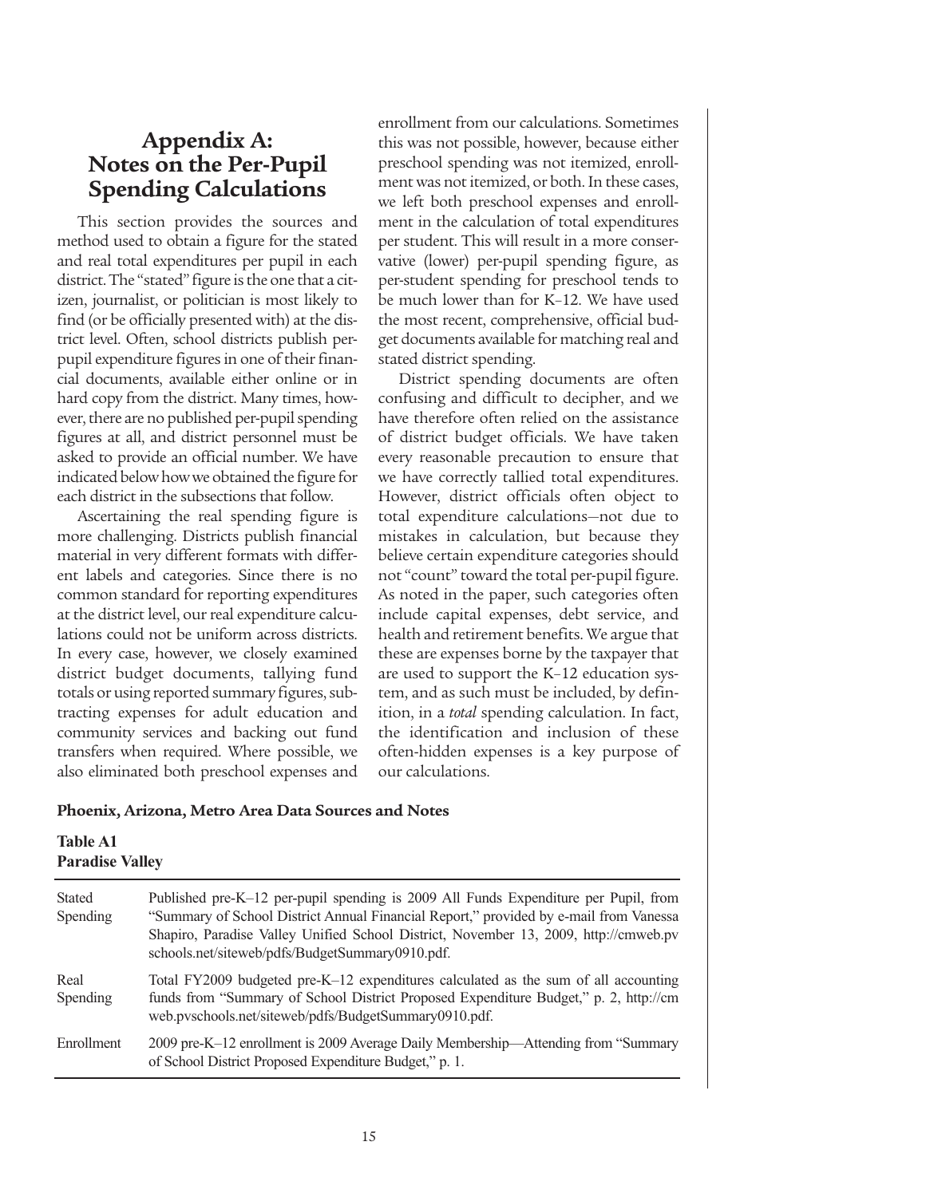# Appendix A: Notes on the Per-Pupil Spending Calculations

This section provides the sources and method used to obtain a figure for the stated and real total expenditures per pupil in each district. The "stated" figure is the one that a citizen, journalist, or politician is most likely to find (or be officially presented with) at the district level. Often, school districts publish per-pupil expenditure figures in one of their financial documents, available either online or in hard copy from the district. Many times, however, there are no published per-pupil spending figures at all, and district personnel must be asked to provide an official number. We have indicated below how we obtained the figure for each district in the subsections that follow.

Ascertaining the real spending figure is more challenging. Districts publish financial material in very different formats with different labels and categories. Since there is no common standard for reporting expenditures at the district level, our real expenditure calculations could not be uniform across districts. In every case, however, we closely examined district budget documents, tallying fund totals or using reported summary figures, subtracting expenses for adult education and community services and backing out fund transfers when required. Where possible, we also eliminated both preschool expenses and enrollment from our calculations. Sometimes this was not possible, however, because either preschool spending was not itemized, enrollment was not itemized, or both. In these cases, we left both preschool expenses and enrollment in the calculation of total expenditures per student. This will result in a more conservative (lower) per-pupil spending figure, as per-student spending for preschool tends to be much lower than for K–12. We have used the most recent, comprehensive, official budget documents available for matching real and stated district spending.

District spending documents are often confusing and difficult to decipher, and we have therefore often relied on the assistance of district budget officials. We have taken every reasonable precaution to ensure that we have correctly tallied total expenditures. However, district officials often object to total expenditure calculations—not due to mistakes in calculation, but because they believe certain expenditure categories should not "count" toward the total per-pupil figure. As noted in the paper, such categories often include capital expenses, debt service, and health and retirement benefits. We argue that these are expenses borne by the taxpayer that are used to support the K–12 education system, and as such must be included, by definition, in a *total* spending calculation. In fact, the identification and inclusion of these often-hidden expenses is a key purpose of our calculations.

**Phoenix, Arizona, Metro Area Data Sources and Notes**

**Table A1**
**Paradise Valley**

| | |
|---|---|
| Stated Spending | Published pre-K–12 per-pupil spending is 2009 All Funds Expenditure per Pupil, from "Summary of School District Annual Financial Report," provided by e-mail from Vanessa Shapiro, Paradise Valley Unified School District, November 13, 2009, http://cmweb.pvschools.net/siteweb/pdfs/BudgetSummary0910.pdf. |
| Real Spending | Total FY2009 budgeted pre-K–12 expenditures calculated as the sum of all accounting funds from "Summary of School District Proposed Expenditure Budget," p. 2, http://cmweb.pvschools.net/siteweb/pdfs/BudgetSummary0910.pdf. |
| Enrollment | 2009 pre-K–12 enrollment is 2009 Average Daily Membership—Attending from "Summary of School District Proposed Expenditure Budget," p. 1. |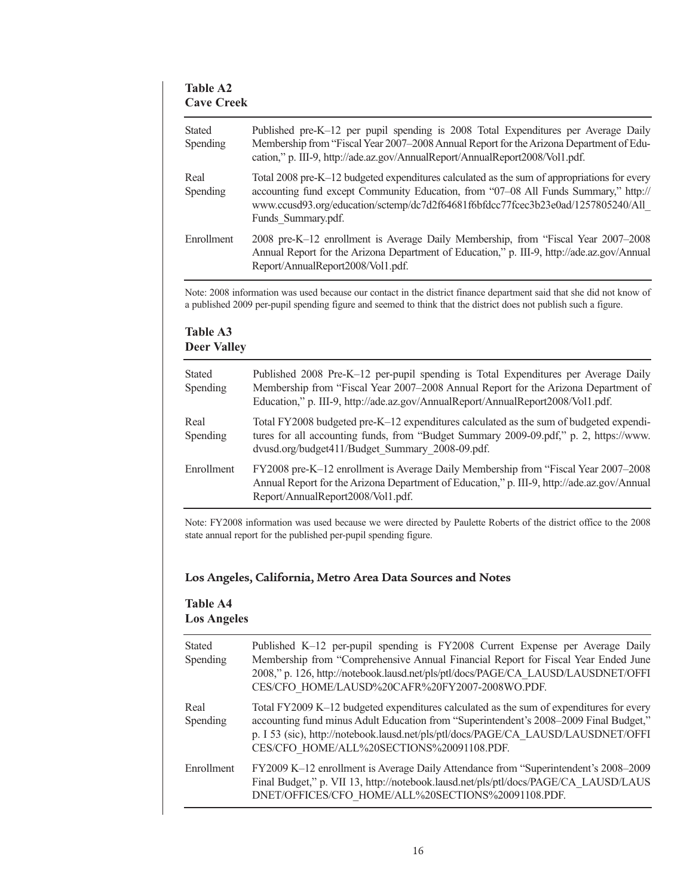**Table A2**
**Cave Creek**

| | |
|---|---|
| Stated Spending | Published pre-K–12 per pupil spending is 2008 Total Expenditures per Average Daily Membership from "Fiscal Year 2007–2008 Annual Report for the Arizona Department of Education," p. III-9, http://ade.az.gov/AnnualReport/AnnualReport2008/Vol1.pdf. |
| Real Spending | Total 2008 pre-K–12 budgeted expenditures calculated as the sum of appropriations for every accounting fund except Community Education, from "07–08 All Funds Summary," http://www.ccusd93.org/education/sctemp/dc7d2f64681f6bfdcc77fcec3b23e0ad/1257805240/All_Funds_Summary.pdf. |
| Enrollment | 2008 pre-K–12 enrollment is Average Daily Membership, from "Fiscal Year 2007–2008 Annual Report for the Arizona Department of Education," p. III-9, http://ade.az.gov/AnnualReport/AnnualReport2008/Vol1.pdf. |

Note: 2008 information was used because our contact in the district finance department said that she did not know of a published 2009 per-pupil spending figure and seemed to think that the district does not publish such a figure.

**Table A3**
**Deer Valley**

| | |
|---|---|
| Stated Spending | Published 2008 Pre-K–12 per-pupil spending is Total Expenditures per Average Daily Membership from "Fiscal Year 2007–2008 Annual Report for the Arizona Department of Education," p. III-9, http://ade.az.gov/AnnualReport/AnnualReport2008/Vol1.pdf. |
| Real Spending | Total FY2008 budgeted pre-K–12 expenditures calculated as the sum of budgeted expenditures for all accounting funds, from "Budget Summary 2009-09.pdf," p. 2, https://www.dvusd.org/budget411/Budget_Summary_2008-09.pdf. |
| Enrollment | FY2008 pre-K–12 enrollment is Average Daily Membership from "Fiscal Year 2007–2008 Annual Report for the Arizona Department of Education," p. III-9, http://ade.az.gov/AnnualReport/AnnualReport2008/Vol1.pdf. |

Note: FY2008 information was used because we were directed by Paulette Roberts of the district office to the 2008 state annual report for the published per-pupil spending figure.

## Los Angeles, California, Metro Area Data Sources and Notes

**Table A4**
**Los Angeles**

| | |
|---|---|
| Stated Spending | Published K–12 per-pupil spending is FY2008 Current Expense per Average Daily Membership from "Comprehensive Annual Financial Report for Fiscal Year Ended June 2008," p. 126, http://notebook.lausd.net/pls/ptl/docs/PAGE/CA_LAUSD/LAUSDNET/OFFICES/CFO_HOME/LAUSD%20CAFR%20FY2007-2008WO.PDF. |
| Real Spending | Total FY2009 K–12 budgeted expenditures calculated as the sum of expenditures for every accounting fund minus Adult Education from "Superintendent's 2008–2009 Final Budget," p. I 53 (sic), http://notebook.lausd.net/pls/ptl/docs/PAGE/CA_LAUSD/LAUSDNET/OFFICES/CFO_HOME/ALL%20SECTIONS%20091108.PDF. |
| Enrollment | FY2009 K–12 enrollment is Average Daily Attendance from "Superintendent's 2008–2009 Final Budget," p. VII 13, http://notebook.lausd.net/pls/ptl/docs/PAGE/CA_LAUSD/LAUSDNET/OFFICES/CFO_HOME/ALL%20SECTIONS%20091108.PDF. |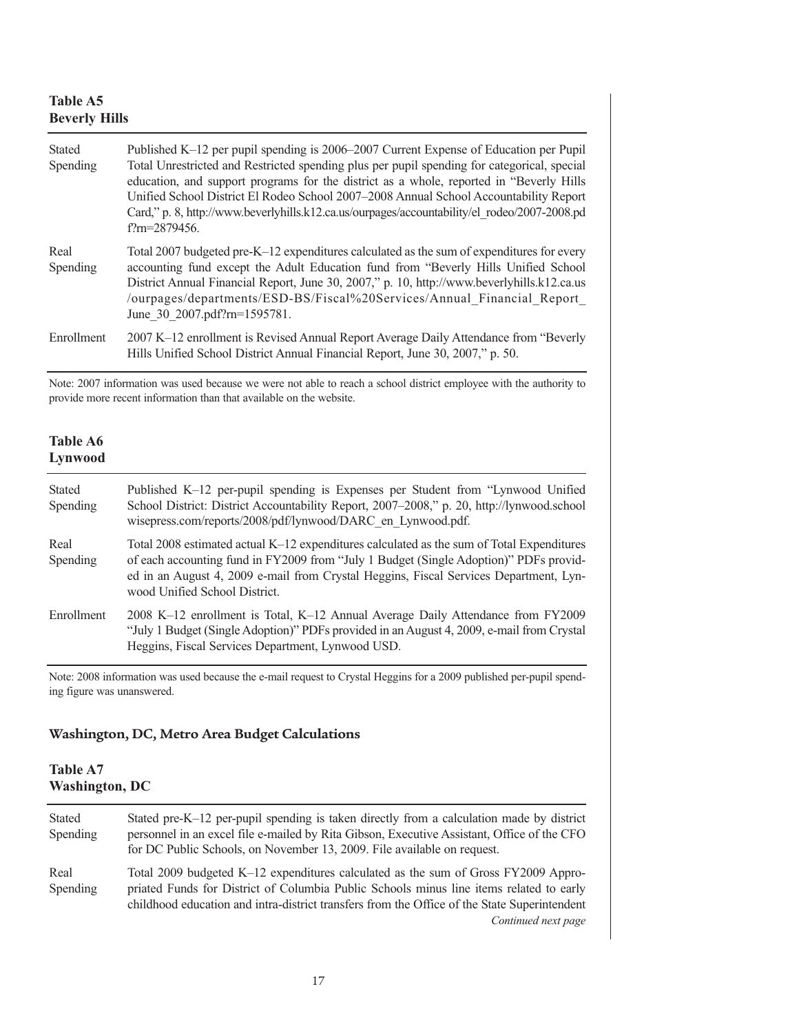**Table A5**
**Beverly Hills**

| | |
|---|---|
| Stated Spending | Published K–12 per pupil spending is 2006–2007 Current Expense of Education per Pupil Total Unrestricted and Restricted spending plus per pupil spending for categorical, special education, and support programs for the district as a whole, reported in "Beverly Hills Unified School District El Rodeo School 2007–2008 Annual School Accountability Report Card," p. 8, http://www.beverlyhills.k12.ca.us/ourpages/accountability/el_rodeo/2007-2008.pdf?rn=2879456. |
| Real Spending | Total 2007 budgeted pre-K–12 expenditures calculated as the sum of expenditures for every accounting fund except the Adult Education fund from "Beverly Hills Unified School District Annual Financial Report, June 30, 2007," p. 10, http://www.beverlyhills.k12.ca.us/ourpages/departments/ESD-BS/Fiscal%20Services/Annual_Financial_Report_June_30_2007.pdf?rn=1595781. |
| Enrollment | 2007 K–12 enrollment is Revised Annual Report Average Daily Attendance from "Beverly Hills Unified School District Annual Financial Report, June 30, 2007," p. 50. |

Note: 2007 information was used because we were not able to reach a school district employee with the authority to provide more recent information than that available on the website.

**Table A6**
**Lynwood**

| | |
|---|---|
| Stated Spending | Published K–12 per-pupil spending is Expenses per Student from "Lynwood Unified School District: District Accountability Report, 2007–2008," p. 20, http://lynwood.schoolwisepress.com/reports/2008/pdf/lynwood/DARC_en_Lynwood.pdf. |
| Real Spending | Total 2008 estimated actual K–12 expenditures calculated as the sum of Total Expenditures of each accounting fund in FY2009 from "July 1 Budget (Single Adoption)" PDFs provided in an August 4, 2009 e-mail from Crystal Heggins, Fiscal Services Department, Lynwood Unified School District. |
| Enrollment | 2008 K–12 enrollment is Total, K–12 Annual Average Daily Attendance from FY2009 "July 1 Budget (Single Adoption)" PDFs provided in an August 4, 2009, e-mail from Crystal Heggins, Fiscal Services Department, Lynwood USD. |

Note: 2008 information was used because the e-mail request to Crystal Heggins for a 2009 published per-pupil spending figure was unanswered.

## Washington, DC, Metro Area Budget Calculations

**Table A7**
**Washington, DC**

| | |
|---|---|
| Stated Spending | Stated pre-K–12 per-pupil spending is taken directly from a calculation made by district personnel in an excel file e-mailed by Rita Gibson, Executive Assistant, Office of the CFO for DC Public Schools, on November 13, 2009. File available on request. |
| Real Spending | Total 2009 budgeted K–12 expenditures calculated as the sum of Gross FY2009 Appropriated Funds for District of Columbia Public Schools minus line items related to early childhood education and intra-district transfers from the Office of the State Superintendent |

*Continued next page*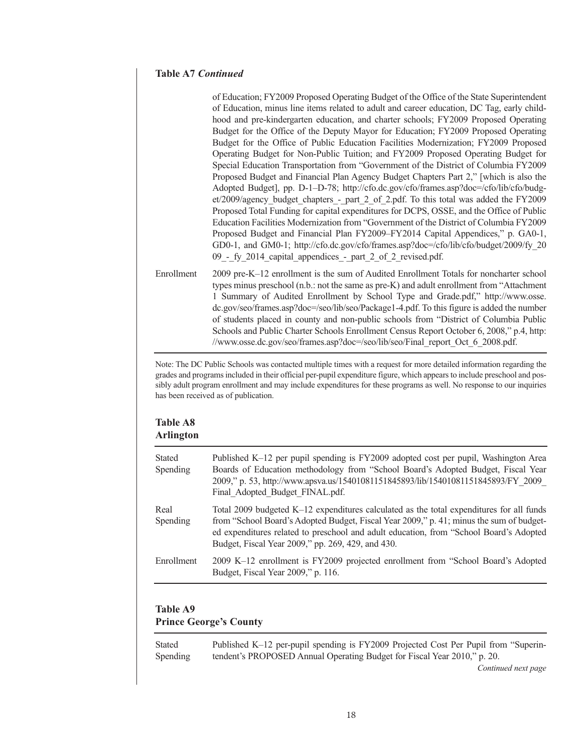**Table A7** ***Continued***

| | |
|---|---|
| | of Education; FY2009 Proposed Operating Budget of the Office of the State Superintendent of Education, minus line items related to adult and career education, DC Tag, early childhood and pre-kindergarten education, and charter schools; FY2009 Proposed Operating Budget for the Office of the Deputy Mayor for Education; FY2009 Proposed Operating Budget for the Office of Public Education Facilities Modernization; FY2009 Proposed Operating Budget for Non-Public Tuition; and FY2009 Proposed Operating Budget for Special Education Transportation from "Government of the District of Columbia FY2009 Proposed Budget and Financial Plan Agency Budget Chapters Part 2," [which is also the Adopted Budget], pp. D-1–D-78; http://cfo.dc.gov/cfo/frames.asp?doc=/cfo/lib/cfo/budget/2009/agency_budget_chapters_-_part_2_of_2.pdf. To this total was added the FY2009 Proposed Total Funding for capital expenditures for DCPS, OSSE, and the Office of Public Education Facilities Modernization from "Government of the District of Columbia FY2009 Proposed Budget and Financial Plan FY2009–FY2014 Capital Appendices," p. GA0-1, GD0-1, and GM0-1; http://cfo.dc.gov/cfo/frames.asp?doc=/cfo/lib/cfo/budget/2009/fy_2009_-_fy_2014_capital_appendices_-_part_2_of_2_revised.pdf. |
| Enrollment | 2009 pre-K–12 enrollment is the sum of Audited Enrollment Totals for noncharter school types minus preschool (n.b.: not the same as pre-K) and adult enrollment from "Attachment 1 Summary of Audited Enrollment by School Type and Grade.pdf," http://www.osse.dc.gov/seo/frames.asp?doc=/seo/lib/seo/Package1-4.pdf. To this figure is added the number of students placed in county and non-public schools from "District of Columbia Public Schools and Public Charter Schools Enrollment Census Report October 6, 2008," p.4, http://www.osse.dc.gov/seo/frames.asp?doc=/seo/lib/seo/Final_report_Oct_6_2008.pdf. |

Note: The DC Public Schools was contacted multiple times with a request for more detailed information regarding the grades and programs included in their official per-pupil expenditure figure, which appears to include preschool and possibly adult program enrollment and may include expenditures for these programs as well. No response to our inquiries has been received as of publication.

**Table A8**
**Arlington**

| | |
|---|---|
| Stated Spending | Published K–12 per pupil spending is FY2009 adopted cost per pupil, Washington Area Boards of Education methodology from "School Board's Adopted Budget, Fiscal Year 2009," p. 53, http://www.apsva.us/15401081151845893/lib/15401081151845893/FY_2009_Final_Adopted_Budget_FINAL.pdf. |
| Real Spending | Total 2009 budgeted K–12 expenditures calculated as the total expenditures for all funds from "School Board's Adopted Budget, Fiscal Year 2009," p. 41; minus the sum of budgeted expenditures related to preschool and adult education, from "School Board's Adopted Budget, Fiscal Year 2009," pp. 269, 429, and 430. |
| Enrollment | 2009 K–12 enrollment is FY2009 projected enrollment from "School Board's Adopted Budget, Fiscal Year 2009," p. 116. |

**Table A9**
**Prince George's County**

| | |
|---|---|
| Stated Spending | Published K–12 per-pupil spending is FY2009 Projected Cost Per Pupil from "Superintendent's PROPOSED Annual Operating Budget for Fiscal Year 2010," p. 20. |

*Continued next page*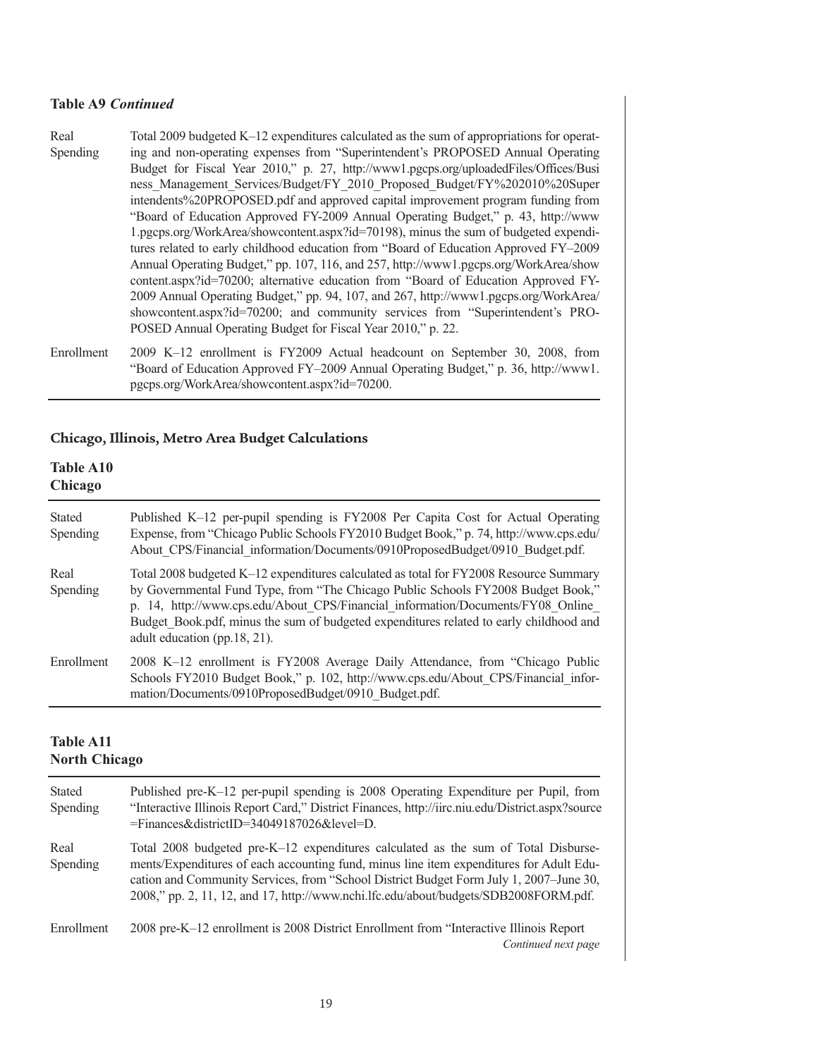**Table A9** *Continued*

| | |
|---|---|
| Real Spending | Total 2009 budgeted K–12 expenditures calculated as the sum of appropriations for operating and non-operating expenses from "Superintendent's PROPOSED Annual Operating Budget for Fiscal Year 2010," p. 27, http://www1.pgcps.org/uploadedFiles/Offices/Business_Management_Services/Budget/FY_2010_Proposed_Budget/FY%202010%20Superintendents%20PROPOSED.pdf and approved capital improvement program funding from "Board of Education Approved FY-2009 Annual Operating Budget," p. 43, http://www1.pgcps.org/WorkArea/showcontent.aspx?id=70198), minus the sum of budgeted expenditures related to early childhood education from "Board of Education Approved FY–2009 Annual Operating Budget," pp. 107, 116, and 257, http://www1.pgcps.org/WorkArea/showcontent.aspx?id=70200; alternative education from "Board of Education Approved FY-2009 Annual Operating Budget," pp. 94, 107, and 267, http://www1.pgcps.org/WorkArea/showcontent.aspx?id=70200; and community services from "Superintendent's PROPOSED Annual Operating Budget for Fiscal Year 2010," p. 22. |
| Enrollment | 2009 K–12 enrollment is FY2009 Actual headcount on September 30, 2008, from "Board of Education Approved FY–2009 Annual Operating Budget," p. 36, http://www1.pgcps.org/WorkArea/showcontent.aspx?id=70200. |

## Chicago, Illinois, Metro Area Budget Calculations

**Table A10**
**Chicago**

| | |
|---|---|
| Stated Spending | Published K–12 per-pupil spending is FY2008 Per Capita Cost for Actual Operating Expense, from "Chicago Public Schools FY2010 Budget Book," p. 74, http://www.cps.edu/About_CPS/Financial_information/Documents/0910ProposedBudget/0910_Budget.pdf. |
| Real Spending | Total 2008 budgeted K–12 expenditures calculated as total for FY2008 Resource Summary by Governmental Fund Type, from "The Chicago Public Schools FY2008 Budget Book," p. 14, http://www.cps.edu/About_CPS/Financial_information/Documents/FY08_Online_Budget_Book.pdf, minus the sum of budgeted expenditures related to early childhood and adult education (pp.18, 21). |
| Enrollment | 2008 K–12 enrollment is FY2008 Average Daily Attendance, from "Chicago Public Schools FY2010 Budget Book," p. 102, http://www.cps.edu/About_CPS/Financial_information/Documents/0910ProposedBudget/0910_Budget.pdf. |

**Table A11**
**North Chicago**

| | |
|---|---|
| Stated Spending | Published pre-K–12 per-pupil spending is 2008 Operating Expenditure per Pupil, from "Interactive Illinois Report Card," District Finances, http://iirc.niu.edu/District.aspx?source=Finances&districtID=34049187026&level=D. |
| Real Spending | Total 2008 budgeted pre-K–12 expenditures calculated as the sum of Total Disbursements/Expenditures of each accounting fund, minus line item expenditures for Adult Education and Community Services, from "School District Budget Form July 1, 2007–June 30, 2008," pp. 2, 11, 12, and 17, http://www.nchi.lfc.edu/about/budgets/SDB2008FORM.pdf. |
| Enrollment | 2008 pre-K–12 enrollment is 2008 District Enrollment from "Interactive Illinois Report |

*Continued next page*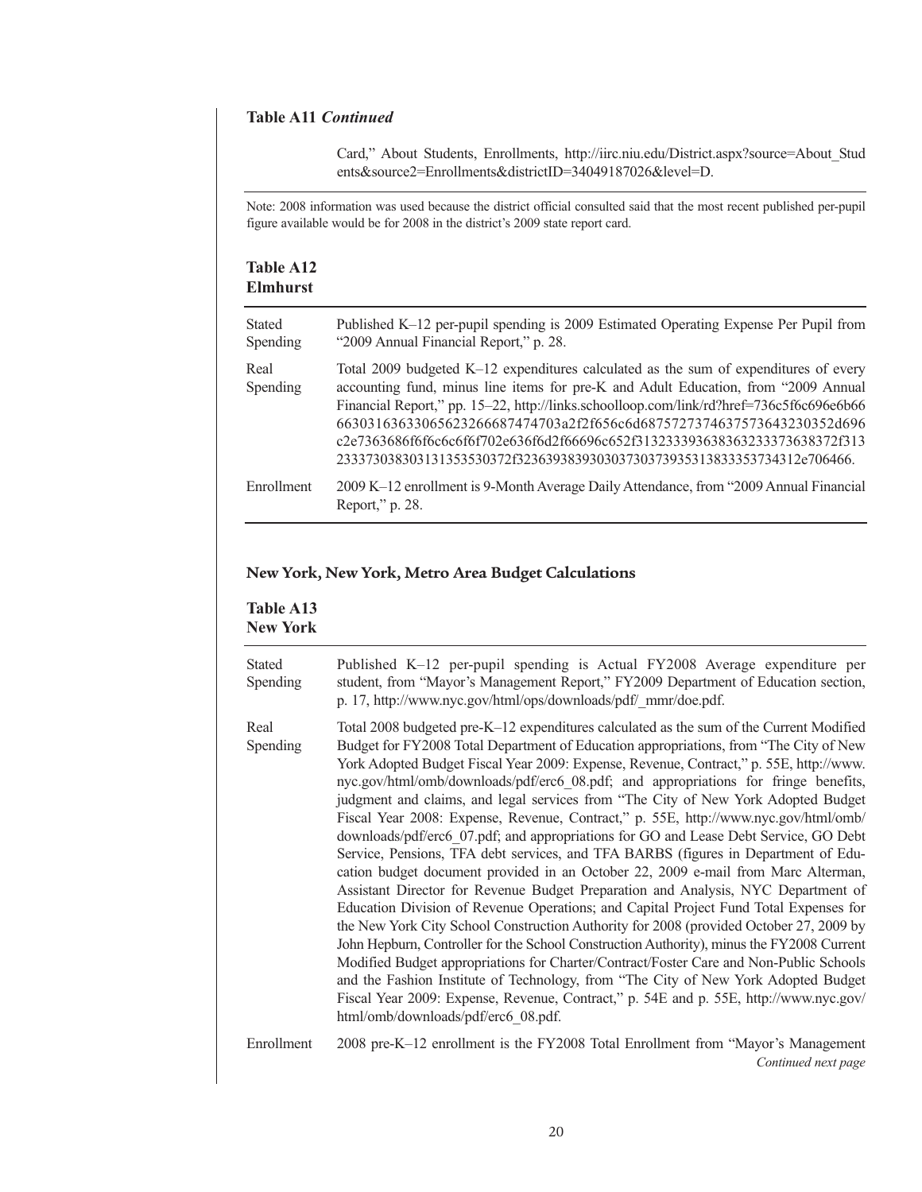**Table A11 *Continued***

| | |
|---|---|
| | Card," About Students, Enrollments, http://iirc.niu.edu/District.aspx?source=About_Students&source2=Enrollments&districtID=34049187026&level=D. |

Note: 2008 information was used because the district official consulted said that the most recent published per-pupil figure available would be for 2008 in the district's 2009 state report card.

**Table A12**
**Elmhurst**

| | |
|---|---|
| Stated Spending | Published K–12 per-pupil spending is 2009 Estimated Operating Expense Per Pupil from "2009 Annual Financial Report," p. 28. |
| Real Spending | Total 2009 budgeted K–12 expenditures calculated as the sum of expenditures of every accounting fund, minus line items for pre-K and Adult Education, from "2009 Annual Financial Report," pp. 15–22, http://links.schoolloop.com/link/rd?href=736c5f6c696e6b66663031636330656232666874747​03a2f2f656c6d6875727374637573643230352d696c2e7363686f6f6c6c6f6f702e636f6d2f66696c652f313233393638363233373638372f3132333730383031313535303​72f323639383930303730373935313833353734312e706466. |
| Enrollment | 2009 K–12 enrollment is 9-Month Average Daily Attendance, from "2009 Annual Financial Report," p. 28. |

## New York, New York, Metro Area Budget Calculations

**Table A13**
**New York**

| | |
|---|---|
| Stated Spending | Published K–12 per-pupil spending is Actual FY2008 Average expenditure per student, from "Mayor's Management Report," FY2009 Department of Education section, p. 17, http://www.nyc.gov/html/ops/downloads/pdf/_mmr/doe.pdf. |
| Real Spending | Total 2008 budgeted pre-K–12 expenditures calculated as the sum of the Current Modified Budget for FY2008 Total Department of Education appropriations, from "The City of New York Adopted Budget Fiscal Year 2009: Expense, Revenue, Contract," p. 55E, http://www.nyc.gov/html/omb/downloads/pdf/erc6_08.pdf; and appropriations for fringe benefits, judgment and claims, and legal services from "The City of New York Adopted Budget Fiscal Year 2008: Expense, Revenue, Contract," p. 55E, http://www.nyc.gov/html/omb/downloads/pdf/erc6_07.pdf; and appropriations for GO and Lease Debt Service, GO Debt Service, Pensions, TFA debt services, and TFA BARBS (figures in Department of Education budget document provided in an October 22, 2009 e-mail from Marc Alterman, Assistant Director for Revenue Budget Preparation and Analysis, NYC Department of Education Division of Revenue Operations; and Capital Project Fund Total Expenses for the New York City School Construction Authority for 2008 (provided October 27, 2009 by John Hepburn, Controller for the School Construction Authority), minus the FY2008 Current Modified Budget appropriations for Charter/Contract/Foster Care and Non-Public Schools and the Fashion Institute of Technology, from "The City of New York Adopted Budget Fiscal Year 2009: Expense, Revenue, Contract," p. 54E and p. 55E, http://www.nyc.gov/html/omb/downloads/pdf/erc6_08.pdf. |
| Enrollment | 2008 pre-K–12 enrollment is the FY2008 Total Enrollment from "Mayor's Management |

*Continued next page*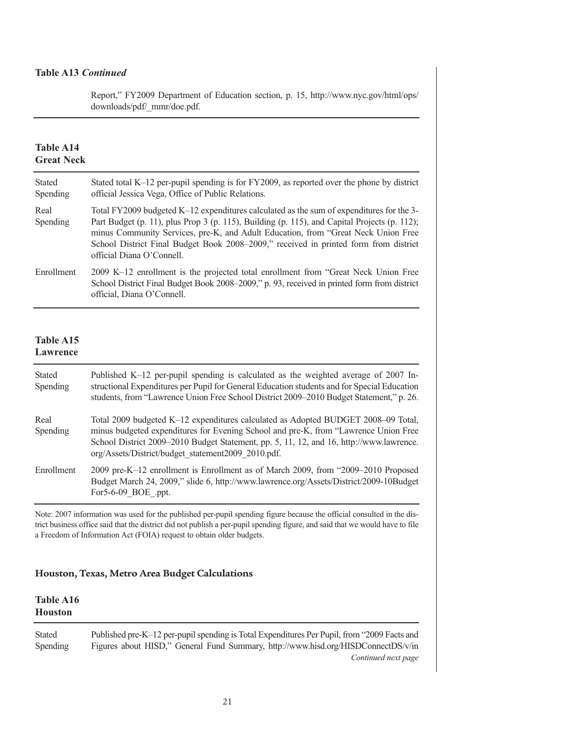**Table A13** ***Continued***

| | |
|---|---|
| | Report," FY2009 Department of Education section, p. 15, http://www.nyc.gov/html/ops/downloads/pdf/_mmr/doe.pdf. |

**Table A14**
**Great Neck**

| | |
|---|---|
| Stated Spending | Stated total K–12 per-pupil spending is for FY2009, as reported over the phone by district official Jessica Vega, Office of Public Relations. |
| Real Spending | Total FY2009 budgeted K–12 expenditures calculated as the sum of expenditures for the 3-Part Budget (p. 11), plus Prop 3 (p. 115), Building (p. 115), and Capital Projects (p. 112); minus Community Services, pre-K, and Adult Education, from "Great Neck Union Free School District Final Budget Book 2008–2009," received in printed form from district official Diana O'Connell. |
| Enrollment | 2009 K–12 enrollment is the projected total enrollment from "Great Neck Union Free School District Final Budget Book 2008–2009," p. 93, received in printed form from district official, Diana O'Connell. |

**Table A15**
**Lawrence**

| | |
|---|---|
| Stated Spending | Published K–12 per-pupil spending is calculated as the weighted average of 2007 Instructional Expenditures per Pupil for General Education students and for Special Education students, from "Lawrence Union Free School District 2009–2010 Budget Statement," p. 26. |
| Real Spending | Total 2009 budgeted K–12 expenditures calculated as Adopted BUDGET 2008–09 Total, minus budgeted expenditures for Evening School and pre-K, from "Lawrence Union Free School District 2009–2010 Budget Statement, pp. 5, 11, 12, and 16, http://www.lawrence.org/Assets/District/budget_statement2009_2010.pdf. |
| Enrollment | 2009 pre-K–12 enrollment is Enrollment as of March 2009, from "2009–2010 Proposed Budget March 24, 2009," slide 6, http://www.lawrence.org/Assets/District/2009-10Budget For5-6-09_BOE_.ppt. |

Note: 2007 information was used for the published per-pupil spending figure because the official consulted in the district business office said that the district did not publish a per-pupil spending figure, and said that we would have to file a Freedom of Information Act (FOIA) request to obtain older budgets.

## Houston, Texas, Metro Area Budget Calculations

**Table A16**
**Houston**

| | |
|---|---|
| Stated Spending | Published pre-K–12 per-pupil spending is Total Expenditures Per Pupil, from "2009 Facts and Figures about HISD," General Fund Summary, http://www.hisd.org/HISDConnectDS/v/in |

*Continued next page*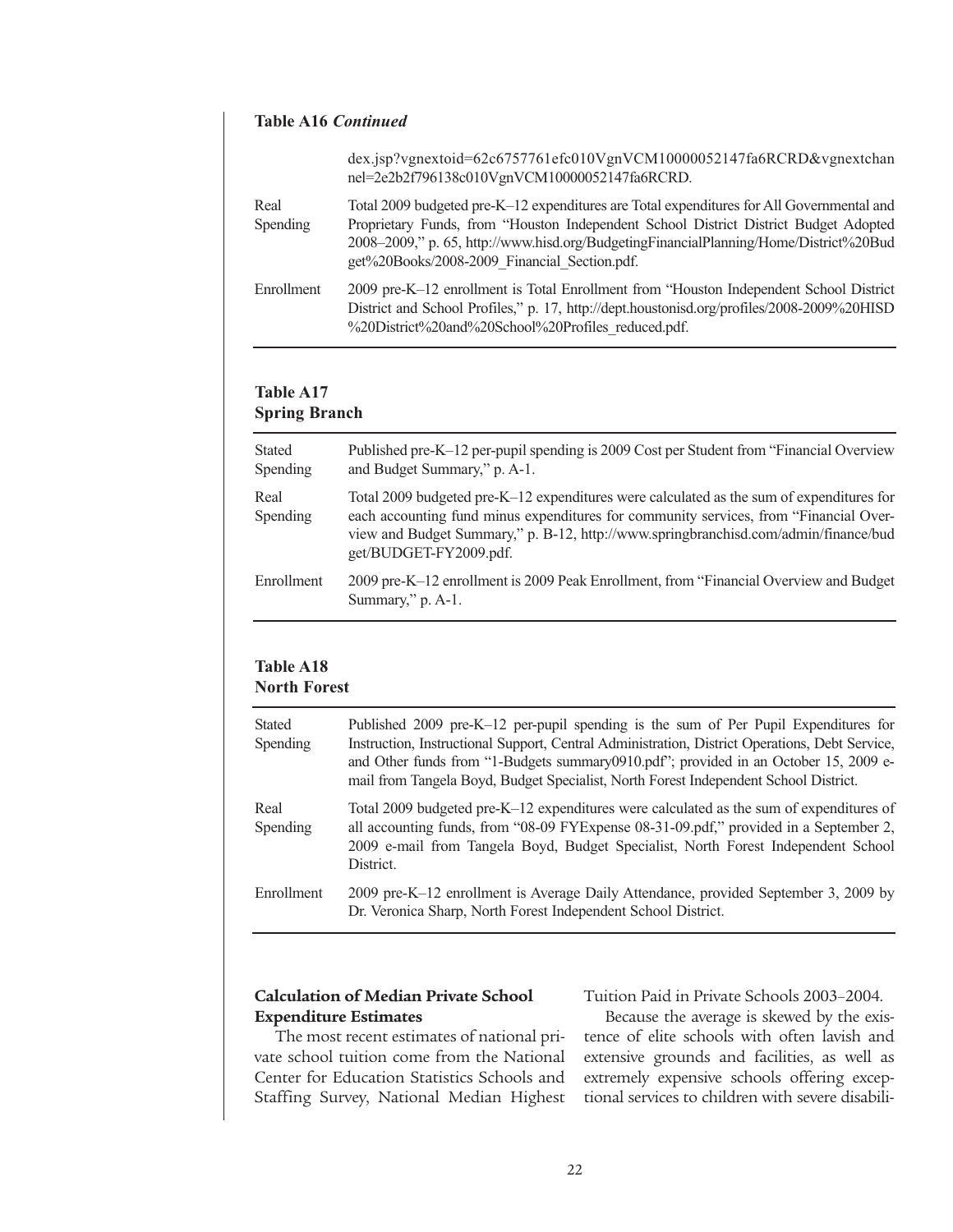**Table A16** ***Continued***

| | |
|---|---|
| | dex.jsp?vgnextoid=62c6757761efc010VgnVCM10000052147fa6RCRD&vgnextchannel=2e2b2f796138c010VgnVCM10000052147fa6RCRD. |
| Real Spending | Total 2009 budgeted pre-K–12 expenditures are Total expenditures for All Governmental and Proprietary Funds, from "Houston Independent School District District Budget Adopted 2008–2009," p. 65, http://www.hisd.org/BudgetingFinancialPlanning/Home/District%20Budget%20Books/2008-2009_Financial_Section.pdf. |
| Enrollment | 2009 pre-K–12 enrollment is Total Enrollment from "Houston Independent School District District and School Profiles," p. 17, http://dept.houstonisd.org/profiles/2008-2009%20HISD%20District%20and%20School%20Profiles_reduced.pdf. |

**Table A17**
**Spring Branch**

| | |
|---|---|
| Stated Spending | Published pre-K–12 per-pupil spending is 2009 Cost per Student from "Financial Overview and Budget Summary," p. A-1. |
| Real Spending | Total 2009 budgeted pre-K–12 expenditures were calculated as the sum of expenditures for each accounting fund minus expenditures for community services, from "Financial Overview and Budget Summary," p. B-12, http://www.springbranchisd.com/admin/finance/budget/BUDGET-FY2009.pdf. |
| Enrollment | 2009 pre-K–12 enrollment is 2009 Peak Enrollment, from "Financial Overview and Budget Summary," p. A-1. |

**Table A18**
**North Forest**

| | |
|---|---|
| Stated Spending | Published 2009 pre-K–12 per-pupil spending is the sum of Per Pupil Expenditures for Instruction, Instructional Support, Central Administration, District Operations, Debt Service, and Other funds from "1-Budgets summary0910.pdf"; provided in an October 15, 2009 e-mail from Tangela Boyd, Budget Specialist, North Forest Independent School District. |
| Real Spending | Total 2009 budgeted pre-K–12 expenditures were calculated as the sum of expenditures of all accounting funds, from "08-09 FYExpense 08-31-09.pdf," provided in a September 2, 2009 e-mail from Tangela Boyd, Budget Specialist, North Forest Independent School District. |
| Enrollment | 2009 pre-K–12 enrollment is Average Daily Attendance, provided September 3, 2009 by Dr. Veronica Sharp, North Forest Independent School District. |

### Calculation of Median Private School Expenditure Estimates

The most recent estimates of national private school tuition come from the National Center for Education Statistics Schools and Staffing Survey, National Median Highest Tuition Paid in Private Schools 2003–2004.

Because the average is skewed by the existence of elite schools with often lavish and extensive grounds and facilities, as well as extremely expensive schools offering exceptional services to children with severe disabili-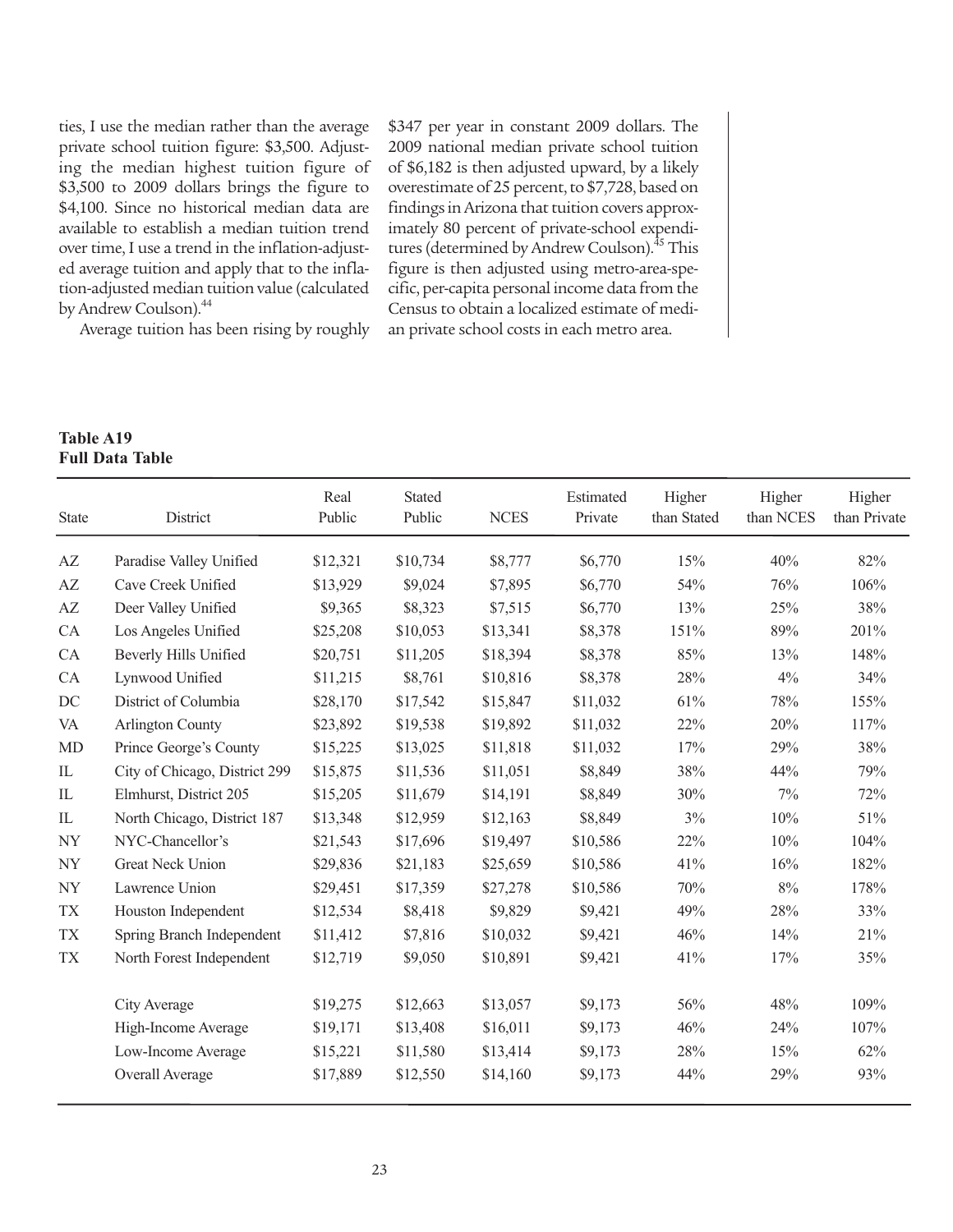ties, I use the median rather than the average private school tuition figure: $3,500. Adjusting the median highest tuition figure of $3,500 to 2009 dollars brings the figure to $4,100. Since no historical median data are available to establish a median tuition trend over time, I use a trend in the inflation-adjusted average tuition and apply that to the inflation-adjusted median tuition value (calculated by Andrew Coulson).[44]

Average tuition has been rising by roughly $347 per year in constant 2009 dollars. The 2009 national median private school tuition of $6,182 is then adjusted upward, by a likely overestimate of 25 percent, to $7,728, based on findings in Arizona that tuition covers approximately 80 percent of private-school expenditures (determined by Andrew Coulson).[45] This figure is then adjusted using metro-area-specific, per-capita personal income data from the Census to obtain a localized estimate of median private school costs in each metro area.

**Table A19**
**Full Data Table**

| State | District | Real Public | Stated Public | NCES | Estimated Private | Higher than Stated | Higher than NCES | Higher than Private |
|---|---|---|---|---|---|---|---|---|
| AZ | Paradise Valley Unified | $12,321 | $10,734 | $8,777 | $6,770 | 15% | 40% | 82% |
| AZ | Cave Creek Unified | $13,929 | $9,024 | $7,895 | $6,770 | 54% | 76% | 106% |
| AZ | Deer Valley Unified | $9,365 | $8,323 | $7,515 | $6,770 | 13% | 25% | 38% |
| CA | Los Angeles Unified | $25,208 | $10,053 | $13,341 | $8,378 | 151% | 89% | 201% |
| CA | Beverly Hills Unified | $20,751 | $11,205 | $18,394 | $8,378 | 85% | 13% | 148% |
| CA | Lynwood Unified | $11,215 | $8,761 | $10,816 | $8,378 | 28% | 4% | 34% |
| DC | District of Columbia | $28,170 | $17,542 | $15,847 | $11,032 | 61% | 78% | 155% |
| VA | Arlington County | $23,892 | $19,538 | $19,892 | $11,032 | 22% | 20% | 117% |
| MD | Prince George's County | $15,225 | $13,025 | $11,818 | $11,032 | 17% | 29% | 38% |
| IL | City of Chicago, District 299 | $15,875 | $11,536 | $11,051 | $8,849 | 38% | 44% | 79% |
| IL | Elmhurst, District 205 | $15,205 | $11,679 | $14,191 | $8,849 | 30% | 7% | 72% |
| IL | North Chicago, District 187 | $13,348 | $12,959 | $12,163 | $8,849 | 3% | 10% | 51% |
| NY | NYC-Chancellor's | $21,543 | $17,696 | $19,497 | $10,586 | 22% | 10% | 104% |
| NY | Great Neck Union | $29,836 | $21,183 | $25,659 | $10,586 | 41% | 16% | 182% |
| NY | Lawrence Union | $29,451 | $17,359 | $27,278 | $10,586 | 70% | 8% | 178% |
| TX | Houston Independent | $12,534 | $8,418 | $9,829 | $9,421 | 49% | 28% | 33% |
| TX | Spring Branch Independent | $11,412 | $7,816 | $10,032 | $9,421 | 46% | 14% | 21% |
| TX | North Forest Independent | $12,719 | $9,050 | $10,891 | $9,421 | 41% | 17% | 35% |
| | City Average | $19,275 | $12,663 | $13,057 | $9,173 | 56% | 48% | 109% |
| | High-Income Average | $19,171 | $13,408 | $16,011 | $9,173 | 46% | 24% | 107% |
| | Low-Income Average | $15,221 | $11,580 | $13,414 | $9,173 | 28% | 15% | 62% |
| | Overall Average | $17,889 | $12,550 | $14,160 | $9,173 | 44% | 29% | 93% |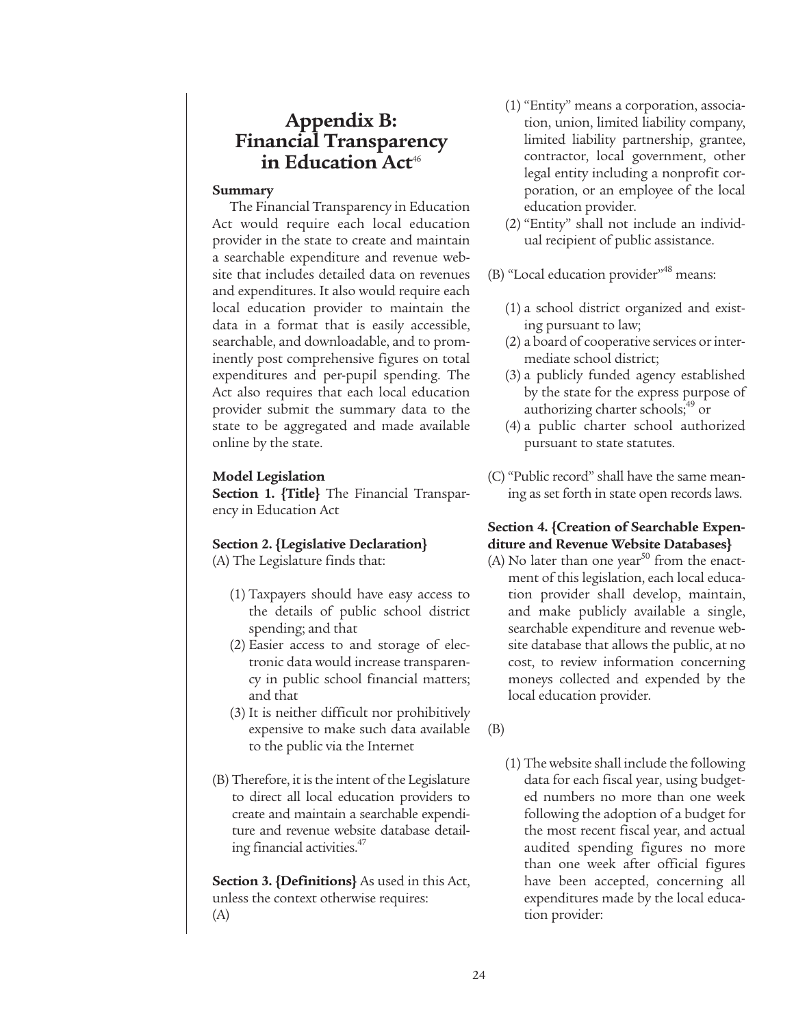# Appendix B: Financial Transparency in Education Act[46]

**Summary**

The Financial Transparency in Education Act would require each local education provider in the state to create and maintain a searchable expenditure and revenue website that includes detailed data on revenues and expenditures. It also would require each local education provider to maintain the data in a format that is easily accessible, searchable, and downloadable, and to prominently post comprehensive figures on total expenditures and per-pupil spending. The Act also requires that each local education provider submit the summary data to the state to be aggregated and made available online by the state.

**Model Legislation**

**Section 1. {Title}** The Financial Transparency in Education Act

**Section 2. {Legislative Declaration}**

(A) The Legislature finds that:

- (1) Taxpayers should have easy access to the details of public school district spending; and that
- (2) Easier access to and storage of electronic data would increase transparency in public school financial matters; and that
- (3) It is neither difficult nor prohibitively expensive to make such data available to the public via the Internet

(B) Therefore, it is the intent of the Legislature to direct all local education providers to create and maintain a searchable expenditure and revenue website database detailing financial activities.[47]

**Section 3. {Definitions}** As used in this Act, unless the context otherwise requires:

(A)

- (1) "Entity" means a corporation, association, union, limited liability company, limited liability partnership, grantee, contractor, local government, other legal entity including a nonprofit corporation, or an employee of the local education provider.
- (2) "Entity" shall not include an individual recipient of public assistance.

(B) "Local education provider"[48] means:

- (1) a school district organized and existing pursuant to law;
- (2) a board of cooperative services or intermediate school district;
- (3) a publicly funded agency established by the state for the express purpose of authorizing charter schools;[49] or
- (4) a public charter school authorized pursuant to state statutes.

(C) "Public record" shall have the same meaning as set forth in state open records laws.

**Section 4. {Creation of Searchable Expenditure and Revenue Website Databases}**

(A) No later than one year[50] from the enactment of this legislation, each local education provider shall develop, maintain, and make publicly available a single, searchable expenditure and revenue website database that allows the public, at no cost, to review information concerning moneys collected and expended by the local education provider.

(B)

- (1) The website shall include the following data for each fiscal year, using budgeted numbers no more than one week following the adoption of a budget for the most recent fiscal year, and actual audited spending figures no more than one week after official figures have been accepted, concerning all expenditures made by the local education provider: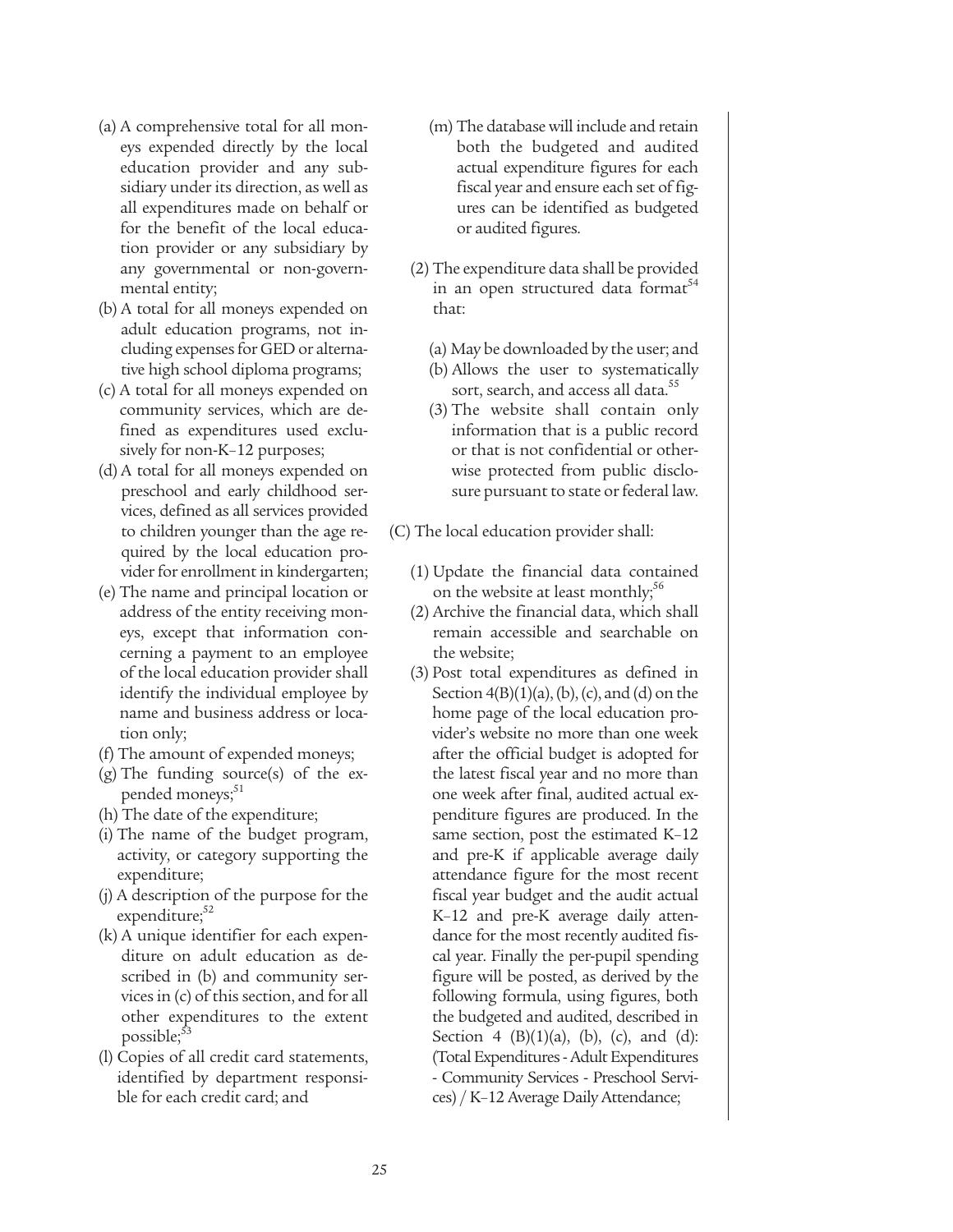(a) A comprehensive total for all moneys expended directly by the local education provider and any subsidiary under its direction, as well as all expenditures made on behalf or for the benefit of the local education provider or any subsidiary by any governmental or non-governmental entity;
(b) A total for all moneys expended on adult education programs, not including expenses for GED or alternative high school diploma programs;
(c) A total for all moneys expended on community services, which are defined as expenditures used exclusively for non-K–12 purposes;
(d) A total for all moneys expended on preschool and early childhood services, defined as all services provided to children younger than the age required by the local education provider for enrollment in kindergarten;
(e) The name and principal location or address of the entity receiving moneys, except that information concerning a payment to an employee of the local education provider shall identify the individual employee by name and business address or location only;
(f) The amount of expended moneys;
(g) The funding source(s) of the expended moneys;[51]
(h) The date of the expenditure;
(i) The name of the budget program, activity, or category supporting the expenditure;
(j) A description of the purpose for the expenditure;[52]
(k) A unique identifier for each expenditure on adult education as described in (b) and community services in (c) of this section, and for all other expenditures to the extent possible;[53]
(l) Copies of all credit card statements, identified by department responsible for each credit card; and
(m) The database will include and retain both the budgeted and audited actual expenditure figures for each fiscal year and ensure each set of figures can be identified as budgeted or audited figures.

(2) The expenditure data shall be provided in an open structured data format[54] that:

(a) May be downloaded by the user; and
(b) Allows the user to systematically sort, search, and access all data.[55]
(3) The website shall contain only information that is a public record or that is not confidential or otherwise protected from public disclosure pursuant to state or federal law.

(C) The local education provider shall:

(1) Update the financial data contained on the website at least monthly;[56]
(2) Archive the financial data, which shall remain accessible and searchable on the website;
(3) Post total expenditures as defined in Section 4(B)(1)(a), (b), (c), and (d) on the home page of the local education provider's website no more than one week after the official budget is adopted for the latest fiscal year and no more than one week after final, audited actual expenditure figures are produced. In the same section, post the estimated K–12 and pre-K if applicable average daily attendance figure for the most recent fiscal year budget and the audit actual K–12 and pre-K average daily attendance for the most recently audited fiscal year. Finally the per-pupil spending figure will be posted, as derived by the following formula, using figures, both the budgeted and audited, described in Section 4 (B)(1)(a), (b), (c), and (d): (Total Expenditures - Adult Expenditures - Community Services - Preschool Services) / K–12 Average Daily Attendance;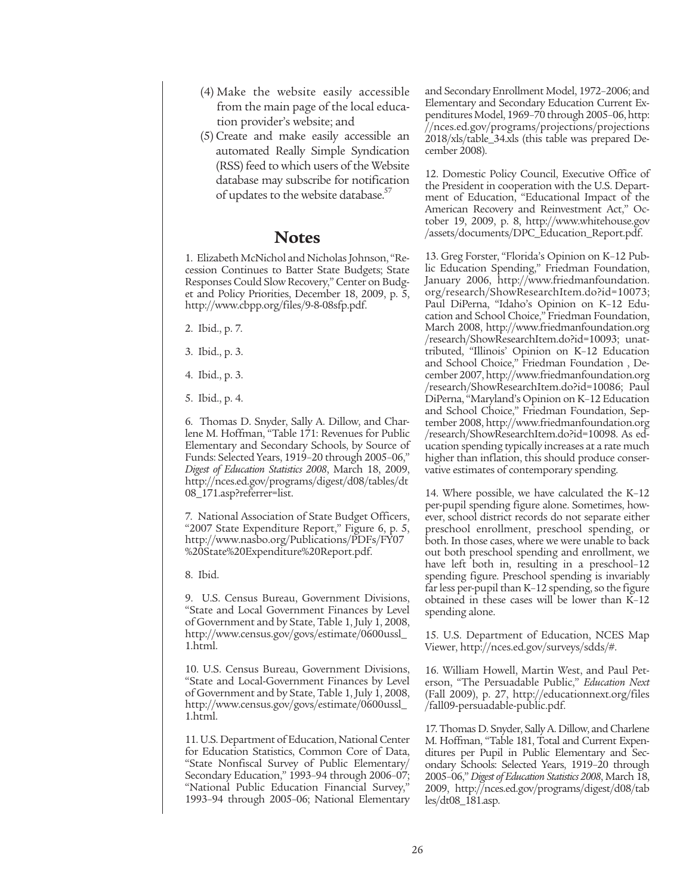(4) Make the website easily accessible from the main page of the local education provider's website; and

(5) Create and make easily accessible an automated Really Simple Syndication (RSS) feed to which users of the Website database may subscribe for notification of updates to the website database.[57]

## Notes

1. Elizabeth McNichol and Nicholas Johnson, "Recession Continues to Batter State Budgets; State Responses Could Slow Recovery," Center on Budget and Policy Priorities, December 18, 2009, p. 5, http://www.cbpp.org/files/9-8-08sfp.pdf.

2. Ibid., p. 7.

3. Ibid., p. 3.

4. Ibid., p. 3.

5. Ibid., p. 4.

6. Thomas D. Snyder, Sally A. Dillow, and Charlene M. Hoffman, "Table 171: Revenues for Public Elementary and Secondary Schools, by Source of Funds: Selected Years, 1919–20 through 2005–06," *Digest of Education Statistics 2008*, March 18, 2009, http://nces.ed.gov/programs/digest/d08/tables/dt08_171.asp?referrer=list.

7. National Association of State Budget Officers, "2007 State Expenditure Report," Figure 6, p. 5, http://www.nasbo.org/Publications/PDFs/FY07%20State%20Expenditure%20Report.pdf.

8. Ibid.

9. U.S. Census Bureau, Government Divisions, "State and Local Government Finances by Level of Government and by State, Table 1, July 1, 2008, http://www.census.gov/govs/estimate/0600ussl_1.html.

10. U.S. Census Bureau, Government Divisions, "State and Local-Government Finances by Level of Government and by State, Table 1, July 1, 2008, http://www.census.gov/govs/estimate/0600ussl_1.html.

11. U.S. Department of Education, National Center for Education Statistics, Common Core of Data, "State Nonfiscal Survey of Public Elementary/Secondary Education," 1993–94 through 2006–07; "National Public Education Financial Survey," 1993–94 through 2005–06; National Elementary and Secondary Enrollment Model, 1972–2006; and Elementary and Secondary Education Current Expenditures Model, 1969–70 through 2005–06, http://nces.ed.gov/programs/projections/projections2018/xls/table_34.xls (this table was prepared December 2008).

12. Domestic Policy Council, Executive Office of the President in cooperation with the U.S. Department of Education, "Educational Impact of the American Recovery and Reinvestment Act," October 19, 2009, p. 8, http://www.whitehouse.gov/assets/documents/DPC_Education_Report.pdf.

13. Greg Forster, "Florida's Opinion on K–12 Public Education Spending," Friedman Foundation, January 2006, http://www.friedmanfoundation.org/research/ShowResearchItem.do?id=10073; Paul DiPerna, "Idaho's Opinion on K–12 Education and School Choice," Friedman Foundation, March 2008, http://www.friedmanfoundation.org/research/ShowResearchItem.do?id=10093; unattributed, "Illinois' Opinion on K–12 Education and School Choice," Friedman Foundation , December 2007, http://www.friedmanfoundation.org/research/ShowResearchItem.do?id=10086; Paul DiPerna, "Maryland's Opinion on K–12 Education and School Choice," Friedman Foundation, September 2008, http://www.friedmanfoundation.org/research/ShowResearchItem.do?id=10098. As education spending typically increases at a rate much higher than inflation, this should produce conservative estimates of contemporary spending.

14. Where possible, we have calculated the K–12 per-pupil spending figure alone. Sometimes, however, school district records do not separate either preschool enrollment, preschool spending, or both. In those cases, where we were unable to back out both preschool spending and enrollment, we have left both in, resulting in a preschool–12 spending figure. Preschool spending is invariably far less per-pupil than K–12 spending, so the figure obtained in these cases will be lower than K–12 spending alone.

15. U.S. Department of Education, NCES Map Viewer, http://nces.ed.gov/surveys/sdds/#.

16. William Howell, Martin West, and Paul Peterson, "The Persuadable Public," *Education Next* (Fall 2009), p. 27, http://educationnext.org/files/fall09-persuadable-public.pdf.

17. Thomas D. Snyder, Sally A. Dillow, and Charlene M. Hoffman, "Table 181, Total and Current Expenditures per Pupil in Public Elementary and Secondary Schools: Selected Years, 1919–20 through 2005–06," *Digest of Education Statistics 2008*, March 18, 2009, http://nces.ed.gov/programs/digest/d08/tables/dt08_181.asp.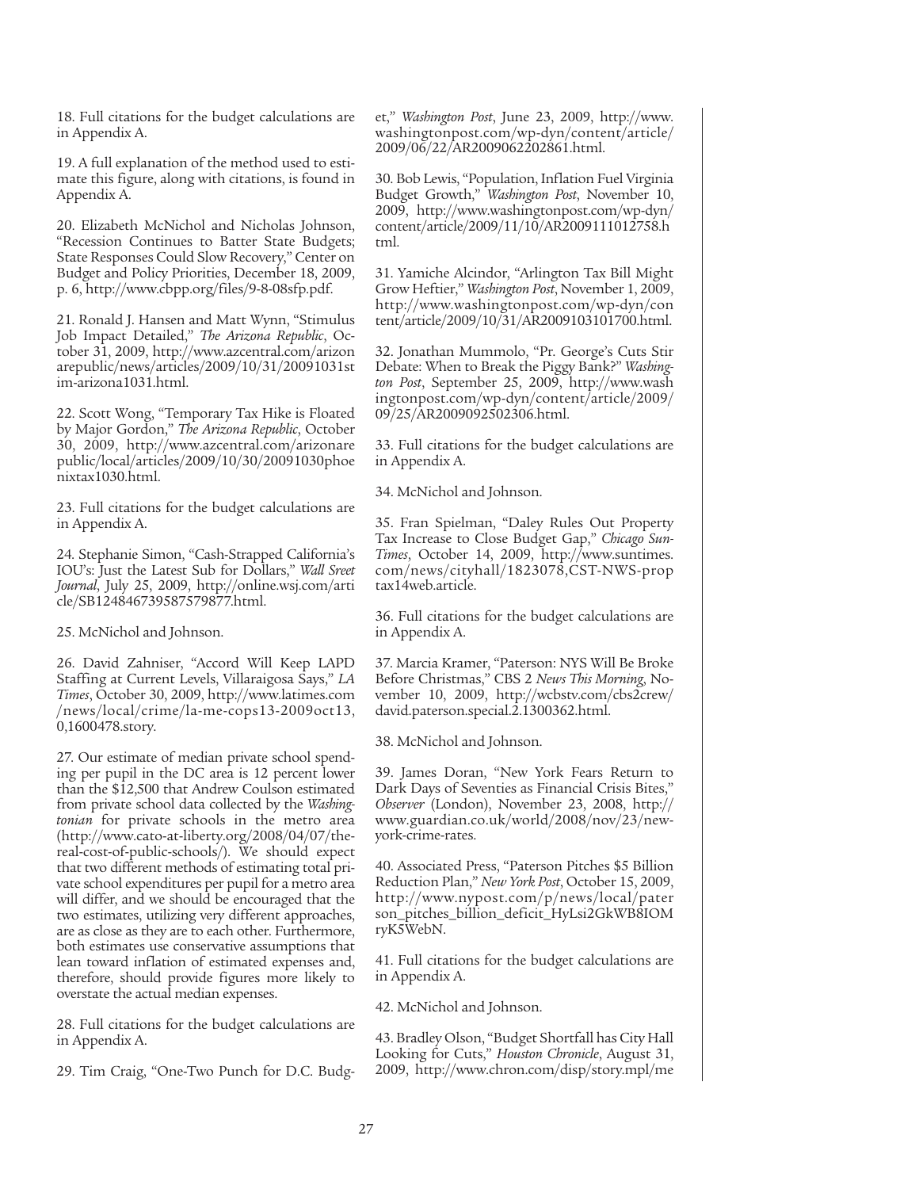18. Full citations for the budget calculations are in Appendix A.

19. A full explanation of the method used to estimate this figure, along with citations, is found in Appendix A.

20. Elizabeth McNichol and Nicholas Johnson, "Recession Continues to Batter State Budgets; State Responses Could Slow Recovery," Center on Budget and Policy Priorities, December 18, 2009, p. 6, http://www.cbpp.org/files/9-8-08sfp.pdf.

21. Ronald J. Hansen and Matt Wynn, "Stimulus Job Impact Detailed," *The Arizona Republic*, October 31, 2009, http://www.azcentral.com/arizonarepublic/news/articles/2009/10/31/20091031stim-arizona1031.html.

22. Scott Wong, "Temporary Tax Hike is Floated by Major Gordon," *The Arizona Republic*, October 30, 2009, http://www.azcentral.com/arizonarepublic/local/articles/2009/10/30/20091030phoenixtax1030.html.

23. Full citations for the budget calculations are in Appendix A.

24. Stephanie Simon, "Cash-Strapped California's IOU's: Just the Latest Sub for Dollars," *Wall Sreet Journal*, July 25, 2009, http://online.wsj.com/article/SB124846739587579877.html.

25. McNichol and Johnson.

26. David Zahniser, "Accord Will Keep LAPD Staffing at Current Levels, Villaraigosa Says," *LA Times*, October 30, 2009, http://www.latimes.com/news/local/crime/la-me-cops13-2009oct13,0,1600478.story.

27. Our estimate of median private school spending per pupil in the DC area is 12 percent lower than the $12,500 that Andrew Coulson estimated from private school data collected by the *Washingtonian* for private schools in the metro area (http://www.cato-at-liberty.org/2008/04/07/the-real-cost-of-public-schools/). We should expect that two different methods of estimating total private school expenditures per pupil for a metro area will differ, and we should be encouraged that the two estimates, utilizing very different approaches, are as close as they are to each other. Furthermore, both estimates use conservative assumptions that lean toward inflation of estimated expenses and, therefore, should provide figures more likely to overstate the actual median expenses.

28. Full citations for the budget calculations are in Appendix A.

29. Tim Craig, "One-Two Punch for D.C. Budget," *Washington Post*, June 23, 2009, http://www.washingtonpost.com/wp-dyn/content/article/2009/06/22/AR2009062202861.html.

30. Bob Lewis, "Population, Inflation Fuel Virginia Budget Growth," *Washington Post*, November 10, 2009, http://www.washingtonpost.com/wp-dyn/content/article/2009/11/10/AR2009111012758.html.

31. Yamiche Alcindor, "Arlington Tax Bill Might Grow Heftier," *Washington Post*, November 1, 2009, http://www.washingtonpost.com/wp-dyn/content/article/2009/10/31/AR2009103101700.html.

32. Jonathan Mummolo, "Pr. George's Cuts Stir Debate: When to Break the Piggy Bank?" *Washington Post*, September 25, 2009, http://www.washingtonpost.com/wp-dyn/content/article/2009/09/25/AR2009092502306.html.

33. Full citations for the budget calculations are in Appendix A.

34. McNichol and Johnson.

35. Fran Spielman, "Daley Rules Out Property Tax Increase to Close Budget Gap," *Chicago Sun-Times*, October 14, 2009, http://www.suntimes.com/news/cityhall/1823078,CST-NWS-proptax14web.article.

36. Full citations for the budget calculations are in Appendix A.

37. Marcia Kramer, "Paterson: NYS Will Be Broke Before Christmas," CBS 2 *News This Morning*, November 10, 2009, http://wcbstv.com/cbs2crew/david.paterson.special.2.1300362.html.

38. McNichol and Johnson.

39. James Doran, "New York Fears Return to Dark Days of Seventies as Financial Crisis Bites," *Observer* (London), November 23, 2008, http://www.guardian.co.uk/world/2008/nov/23/new-york-crime-rates.

40. Associated Press, "Paterson Pitches $5 Billion Reduction Plan," *New York Post*, October 15, 2009, http://www.nypost.com/p/news/local/paterson_pitches_billion_deficit_HyLsi2GkWB8IOMryK5WebN.

41. Full citations for the budget calculations are in Appendix A.

42. McNichol and Johnson.

43. Bradley Olson, "Budget Shortfall has City Hall Looking for Cuts," *Houston Chronicle*, August 31, 2009, http://www.chron.com/disp/story.mpl/me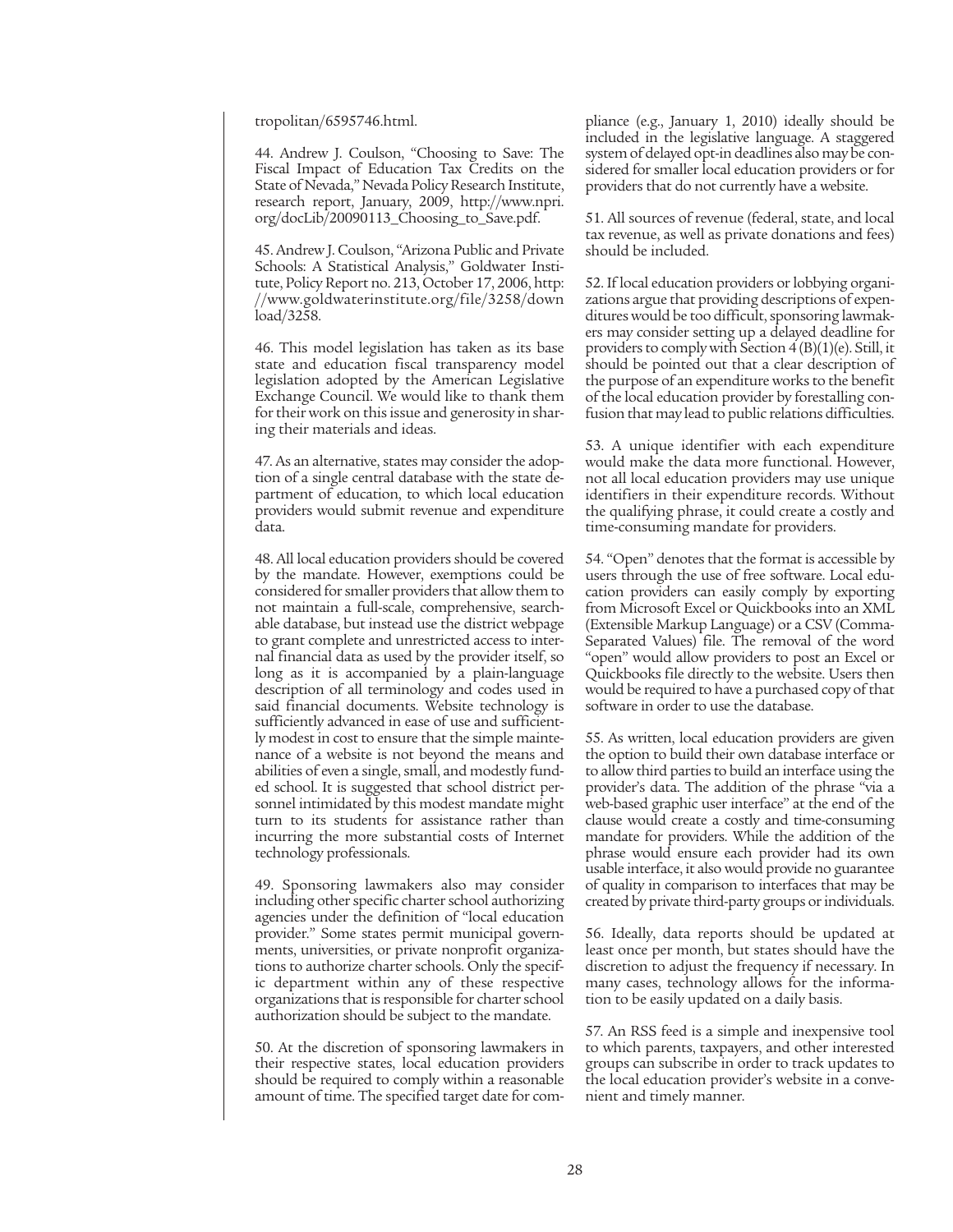tropolitan/6595746.html.

44. Andrew J. Coulson, "Choosing to Save: The Fiscal Impact of Education Tax Credits on the State of Nevada," Nevada Policy Research Institute, research report, January, 2009, http://www.npri.org/docLib/20090113_Choosing_to_Save.pdf.

45. Andrew J. Coulson, "Arizona Public and Private Schools: A Statistical Analysis," Goldwater Institute, Policy Report no. 213, October 17, 2006, http://www.goldwaterinstitute.org/file/3258/download/3258.

46. This model legislation has taken as its base state and education fiscal transparency model legislation adopted by the American Legislative Exchange Council. We would like to thank them for their work on this issue and generosity in sharing their materials and ideas.

47. As an alternative, states may consider the adoption of a single central database with the state department of education, to which local education providers would submit revenue and expenditure data.

48. All local education providers should be covered by the mandate. However, exemptions could be considered for smaller providers that allow them to not maintain a full-scale, comprehensive, searchable database, but instead use the district webpage to grant complete and unrestricted access to internal financial data as used by the provider itself, so long as it is accompanied by a plain-language description of all terminology and codes used in said financial documents. Website technology is sufficiently advanced in ease of use and sufficiently modest in cost to ensure that the simple maintenance of a website is not beyond the means and abilities of even a single, small, and modestly funded school. It is suggested that school district personnel intimidated by this modest mandate might turn to its students for assistance rather than incurring the more substantial costs of Internet technology professionals.

49. Sponsoring lawmakers also may consider including other specific charter school authorizing agencies under the definition of "local education provider." Some states permit municipal governments, universities, or private nonprofit organizations to authorize charter schools. Only the specific department within any of these respective organizations that is responsible for charter school authorization should be subject to the mandate.

50. At the discretion of sponsoring lawmakers in their respective states, local education providers should be required to comply within a reasonable amount of time. The specified target date for compliance (e.g., January 1, 2010) ideally should be included in the legislative language. A staggered system of delayed opt-in deadlines also may be considered for smaller local education providers or for providers that do not currently have a website.

51. All sources of revenue (federal, state, and local tax revenue, as well as private donations and fees) should be included.

52. If local education providers or lobbying organizations argue that providing descriptions of expenditures would be too difficult, sponsoring lawmakers may consider setting up a delayed deadline for providers to comply with Section 4 (B)(1)(e). Still, it should be pointed out that a clear description of the purpose of an expenditure works to the benefit of the local education provider by forestalling confusion that may lead to public relations difficulties.

53. A unique identifier with each expenditure would make the data more functional. However, not all local education providers may use unique identifiers in their expenditure records. Without the qualifying phrase, it could create a costly and time-consuming mandate for providers.

54. "Open" denotes that the format is accessible by users through the use of free software. Local education providers can easily comply by exporting from Microsoft Excel or Quickbooks into an XML (Extensible Markup Language) or a CSV (Comma-Separated Values) file. The removal of the word "open" would allow providers to post an Excel or Quickbooks file directly to the website. Users then would be required to have a purchased copy of that software in order to use the database.

55. As written, local education providers are given the option to build their own database interface or to allow third parties to build an interface using the provider's data. The addition of the phrase "via a web-based graphic user interface" at the end of the clause would create a costly and time-consuming mandate for providers. While the addition of the phrase would ensure each provider had its own usable interface, it also would provide no guarantee of quality in comparison to interfaces that may be created by private third-party groups or individuals.

56. Ideally, data reports should be updated at least once per month, but states should have the discretion to adjust the frequency if necessary. In many cases, technology allows for the information to be easily updated on a daily basis.

57. An RSS feed is a simple and inexpensive tool to which parents, taxpayers, and other interested groups can subscribe in order to track updates to the local education provider's website in a convenient and timely manner.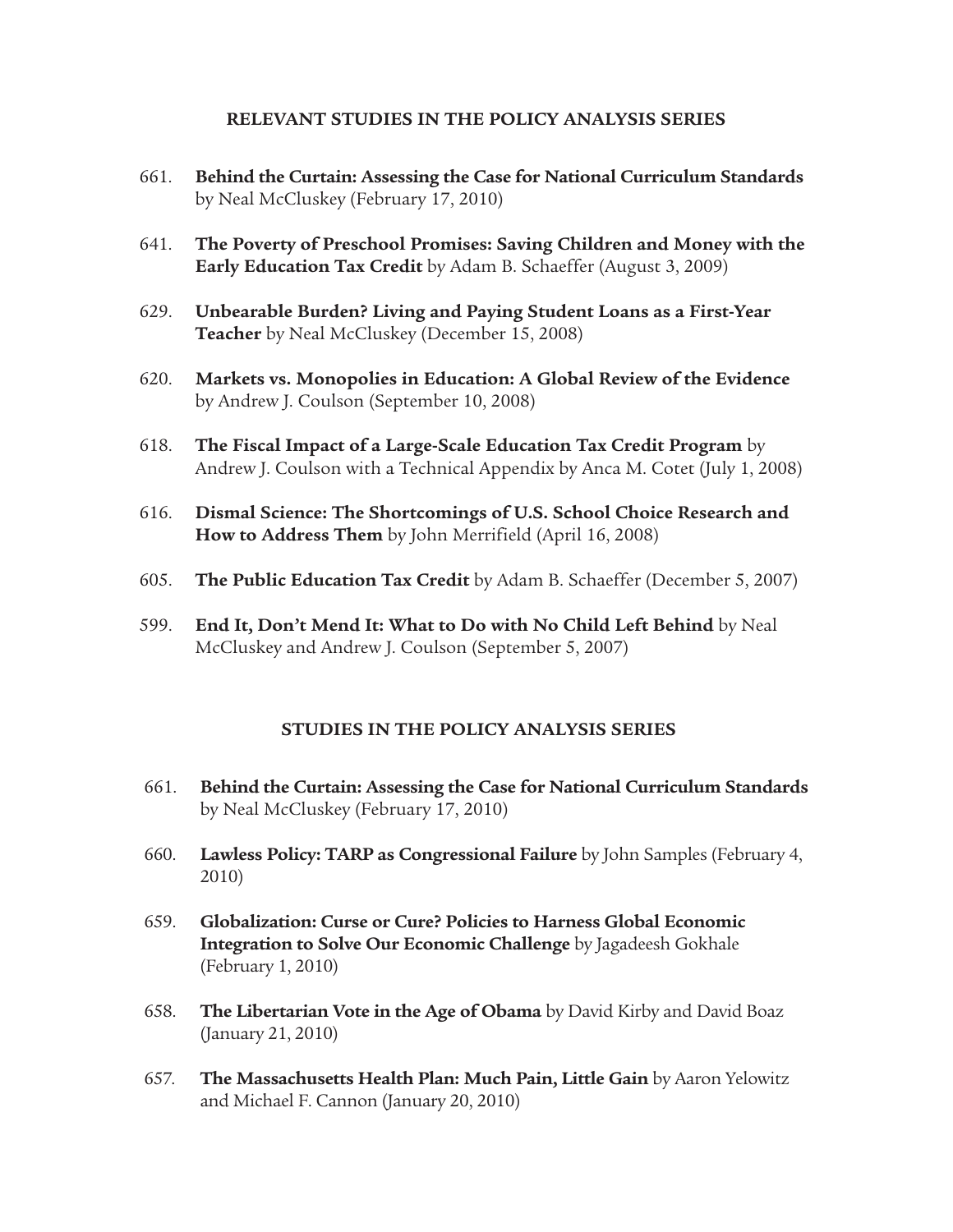## RELEVANT STUDIES IN THE POLICY ANALYSIS SERIES

661. **Behind the Curtain: Assessing the Case for National Curriculum Standards** by Neal McCluskey (February 17, 2010)

641. **The Poverty of Preschool Promises: Saving Children and Money with the Early Education Tax Credit** by Adam B. Schaeffer (August 3, 2009)

629. **Unbearable Burden? Living and Paying Student Loans as a First-Year Teacher** by Neal McCluskey (December 15, 2008)

620. **Markets vs. Monopolies in Education: A Global Review of the Evidence** by Andrew J. Coulson (September 10, 2008)

618. **The Fiscal Impact of a Large-Scale Education Tax Credit Program** by Andrew J. Coulson with a Technical Appendix by Anca M. Cotet (July 1, 2008)

616. **Dismal Science: The Shortcomings of U.S. School Choice Research and How to Address Them** by John Merrifield (April 16, 2008)

605. **The Public Education Tax Credit** by Adam B. Schaeffer (December 5, 2007)

599. **End It, Don't Mend It: What to Do with No Child Left Behind** by Neal McCluskey and Andrew J. Coulson (September 5, 2007)

## STUDIES IN THE POLICY ANALYSIS SERIES

661. **Behind the Curtain: Assessing the Case for National Curriculum Standards** by Neal McCluskey (February 17, 2010)

660. **Lawless Policy: TARP as Congressional Failure** by John Samples (February 4, 2010)

659. **Globalization: Curse or Cure? Policies to Harness Global Economic Integration to Solve Our Economic Challenge** by Jagadeesh Gokhale (February 1, 2010)

658. **The Libertarian Vote in the Age of Obama** by David Kirby and David Boaz (January 21, 2010)

657. **The Massachusetts Health Plan: Much Pain, Little Gain** by Aaron Yelowitz and Michael F. Cannon (January 20, 2010)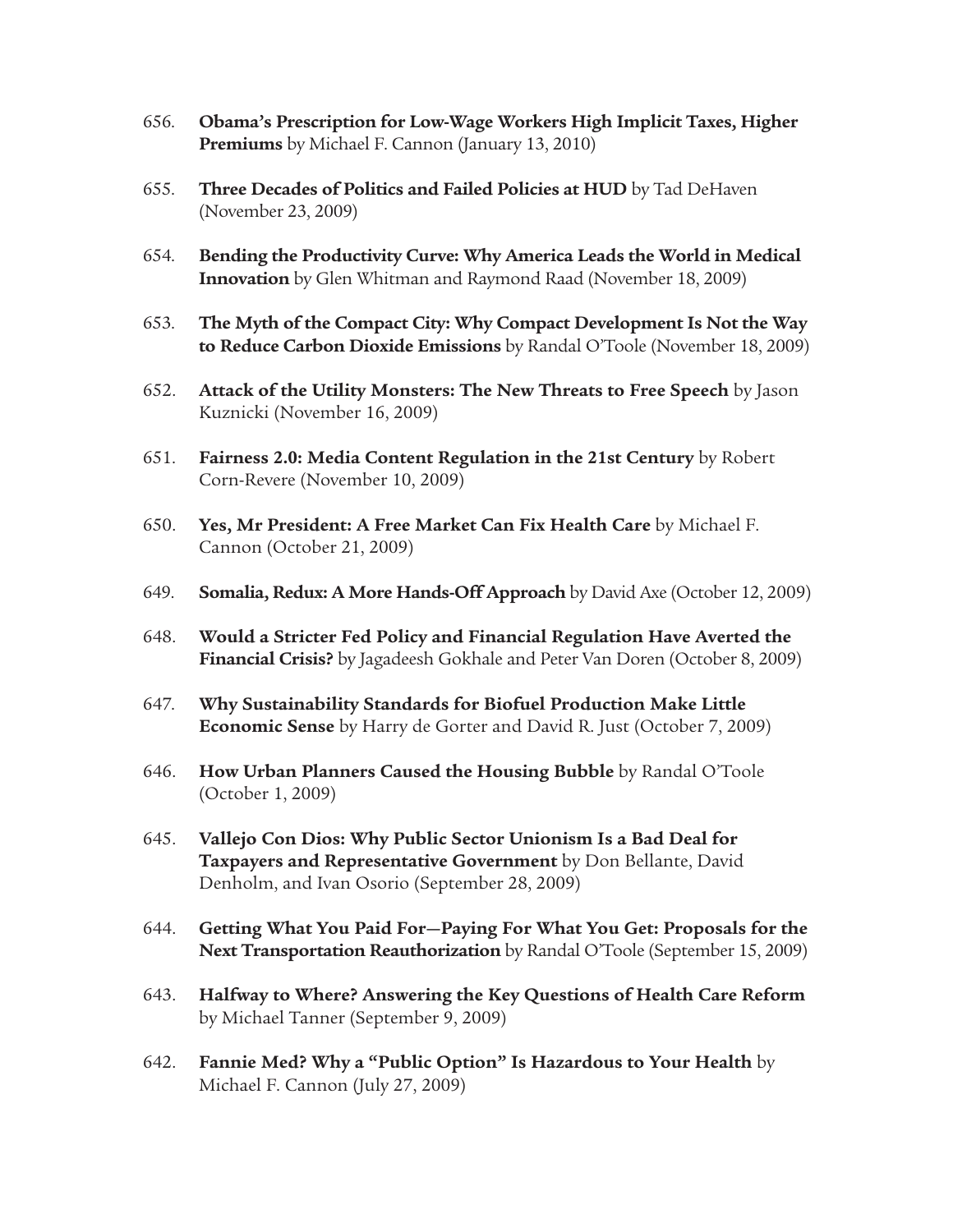656. **Obama's Prescription for Low-Wage Workers High Implicit Taxes, Higher Premiums** by Michael F. Cannon (January 13, 2010)

655. **Three Decades of Politics and Failed Policies at HUD** by Tad DeHaven (November 23, 2009)

654. **Bending the Productivity Curve: Why America Leads the World in Medical Innovation** by Glen Whitman and Raymond Raad (November 18, 2009)

653. **The Myth of the Compact City: Why Compact Development Is Not the Way to Reduce Carbon Dioxide Emissions** by Randal O'Toole (November 18, 2009)

652. **Attack of the Utility Monsters: The New Threats to Free Speech** by Jason Kuznicki (November 16, 2009)

651. **Fairness 2.0: Media Content Regulation in the 21st Century** by Robert Corn-Revere (November 10, 2009)

650. **Yes, Mr President: A Free Market Can Fix Health Care** by Michael F. Cannon (October 21, 2009)

649. **Somalia, Redux: A More Hands-Off Approach** by David Axe (October 12, 2009)

648. **Would a Stricter Fed Policy and Financial Regulation Have Averted the Financial Crisis?** by Jagadeesh Gokhale and Peter Van Doren (October 8, 2009)

647. **Why Sustainability Standards for Biofuel Production Make Little Economic Sense** by Harry de Gorter and David R. Just (October 7, 2009)

646. **How Urban Planners Caused the Housing Bubble** by Randal O'Toole (October 1, 2009)

645. **Vallejo Con Dios: Why Public Sector Unionism Is a Bad Deal for Taxpayers and Representative Government** by Don Bellante, David Denholm, and Ivan Osorio (September 28, 2009)

644. **Getting What You Paid For—Paying For What You Get: Proposals for the Next Transportation Reauthorization** by Randal O'Toole (September 15, 2009)

643. **Halfway to Where? Answering the Key Questions of Health Care Reform** by Michael Tanner (September 9, 2009)

642. **Fannie Med? Why a "Public Option" Is Hazardous to Your Health** by Michael F. Cannon (July 27, 2009)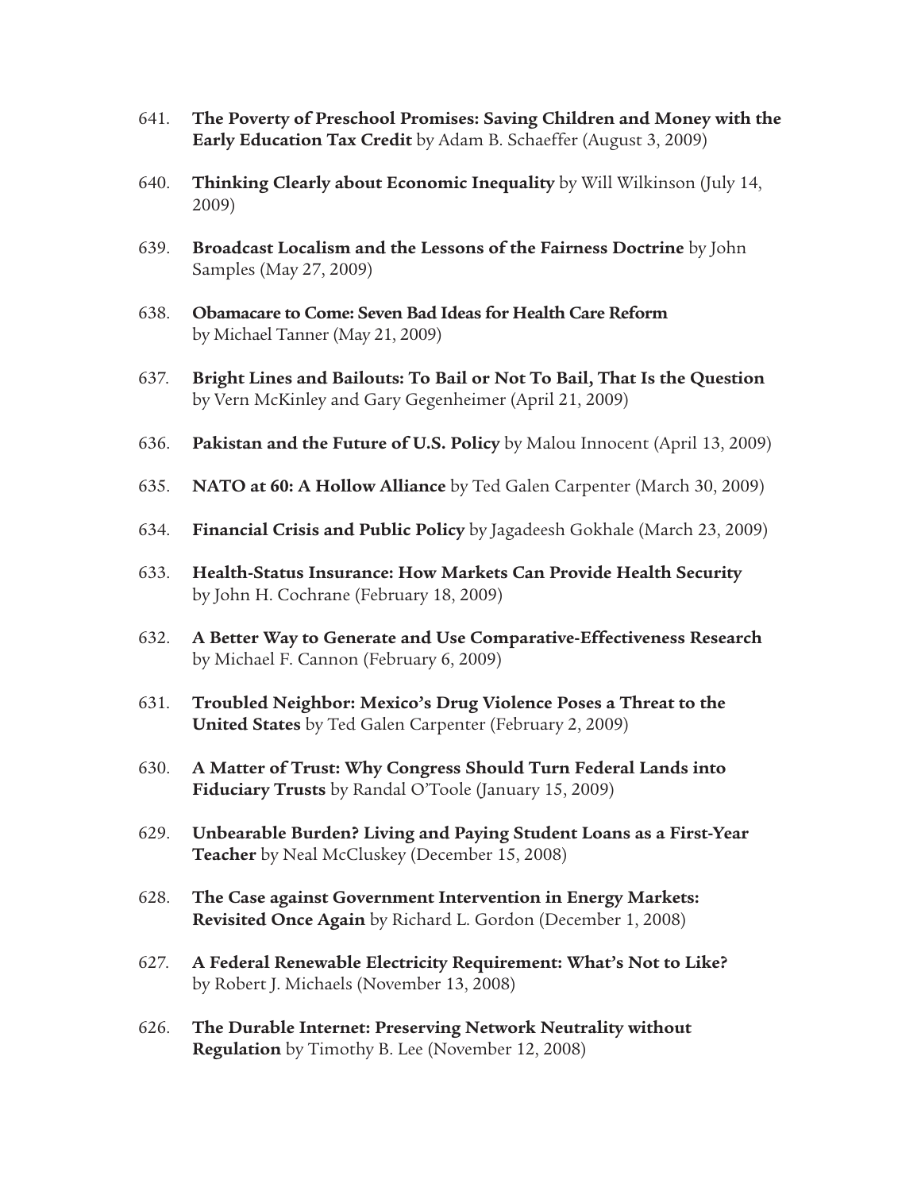641. **The Poverty of Preschool Promises: Saving Children and Money with the Early Education Tax Credit** by Adam B. Schaeffer (August 3, 2009)

640. **Thinking Clearly about Economic Inequality** by Will Wilkinson (July 14, 2009)

639. **Broadcast Localism and the Lessons of the Fairness Doctrine** by John Samples (May 27, 2009)

638. **Obamacare to Come: Seven Bad Ideas for Health Care Reform** by Michael Tanner (May 21, 2009)

637. **Bright Lines and Bailouts: To Bail or Not To Bail, That Is the Question** by Vern McKinley and Gary Gegenheimer (April 21, 2009)

636. **Pakistan and the Future of U.S. Policy** by Malou Innocent (April 13, 2009)

635. **NATO at 60: A Hollow Alliance** by Ted Galen Carpenter (March 30, 2009)

634. **Financial Crisis and Public Policy** by Jagadeesh Gokhale (March 23, 2009)

633. **Health-Status Insurance: How Markets Can Provide Health Security** by John H. Cochrane (February 18, 2009)

632. **A Better Way to Generate and Use Comparative-Effectiveness Research** by Michael F. Cannon (February 6, 2009)

631. **Troubled Neighbor: Mexico's Drug Violence Poses a Threat to the United States** by Ted Galen Carpenter (February 2, 2009)

630. **A Matter of Trust: Why Congress Should Turn Federal Lands into Fiduciary Trusts** by Randal O'Toole (January 15, 2009)

629. **Unbearable Burden? Living and Paying Student Loans as a First-Year Teacher** by Neal McCluskey (December 15, 2008)

628. **The Case against Government Intervention in Energy Markets: Revisited Once Again** by Richard L. Gordon (December 1, 2008)

627. **A Federal Renewable Electricity Requirement: What's Not to Like?** by Robert J. Michaels (November 13, 2008)

626. **The Durable Internet: Preserving Network Neutrality without Regulation** by Timothy B. Lee (November 12, 2008)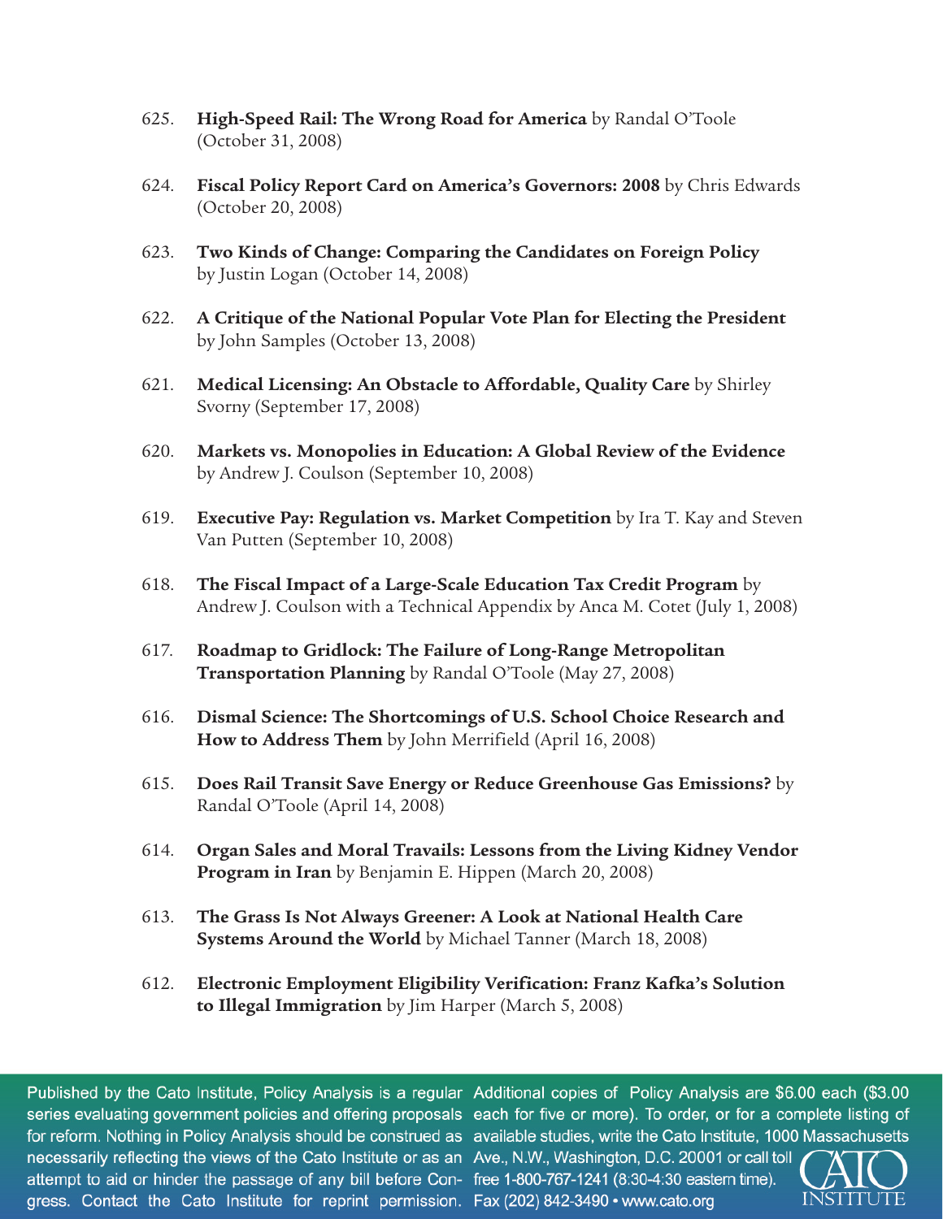625. **High-Speed Rail: The Wrong Road for America** by Randal O'Toole (October 31, 2008)

624. **Fiscal Policy Report Card on America's Governors: 2008** by Chris Edwards (October 20, 2008)

623. **Two Kinds of Change: Comparing the Candidates on Foreign Policy** by Justin Logan (October 14, 2008)

622. **A Critique of the National Popular Vote Plan for Electing the President** by John Samples (October 13, 2008)

621. **Medical Licensing: An Obstacle to Affordable, Quality Care** by Shirley Svorny (September 17, 2008)

620. **Markets vs. Monopolies in Education: A Global Review of the Evidence** by Andrew J. Coulson (September 10, 2008)

619. **Executive Pay: Regulation vs. Market Competition** by Ira T. Kay and Steven Van Putten (September 10, 2008)

618. **The Fiscal Impact of a Large-Scale Education Tax Credit Program** by Andrew J. Coulson with a Technical Appendix by Anca M. Cotet (July 1, 2008)

617. **Roadmap to Gridlock: The Failure of Long-Range Metropolitan Transportation Planning** by Randal O'Toole (May 27, 2008)

616. **Dismal Science: The Shortcomings of U.S. School Choice Research and How to Address Them** by John Merrifield (April 16, 2008)

615. **Does Rail Transit Save Energy or Reduce Greenhouse Gas Emissions?** by Randal O'Toole (April 14, 2008)

614. **Organ Sales and Moral Travails: Lessons from the Living Kidney Vendor Program in Iran** by Benjamin E. Hippen (March 20, 2008)

613. **The Grass Is Not Always Greener: A Look at National Health Care Systems Around the World** by Michael Tanner (March 18, 2008)

612. **Electronic Employment Eligibility Verification: Franz Kafka's Solution to Illegal Immigration** by Jim Harper (March 5, 2008)

Published by the Cato Institute, Policy Analysis is a regular series evaluating government policies and offering proposals for reform. Nothing in Policy Analysis should be construed as necessarily reflecting the views of the Cato Institute or as an attempt to aid or hinder the passage of any bill before Congress. Contact the Cato Institute for reprint permission.

Additional copies of Policy Analysis are $6.00 each ($3.00 each for five or more). To order, or for a complete listing of available studies, write the Cato Institute, 1000 Massachusetts Ave., N.W., Washington, D.C. 20001 or call toll free 1-800-767-1241 (8:30-4:30 eastern time). Fax (202) 842-3490 • www.cato.org

CATO INSTITUTE